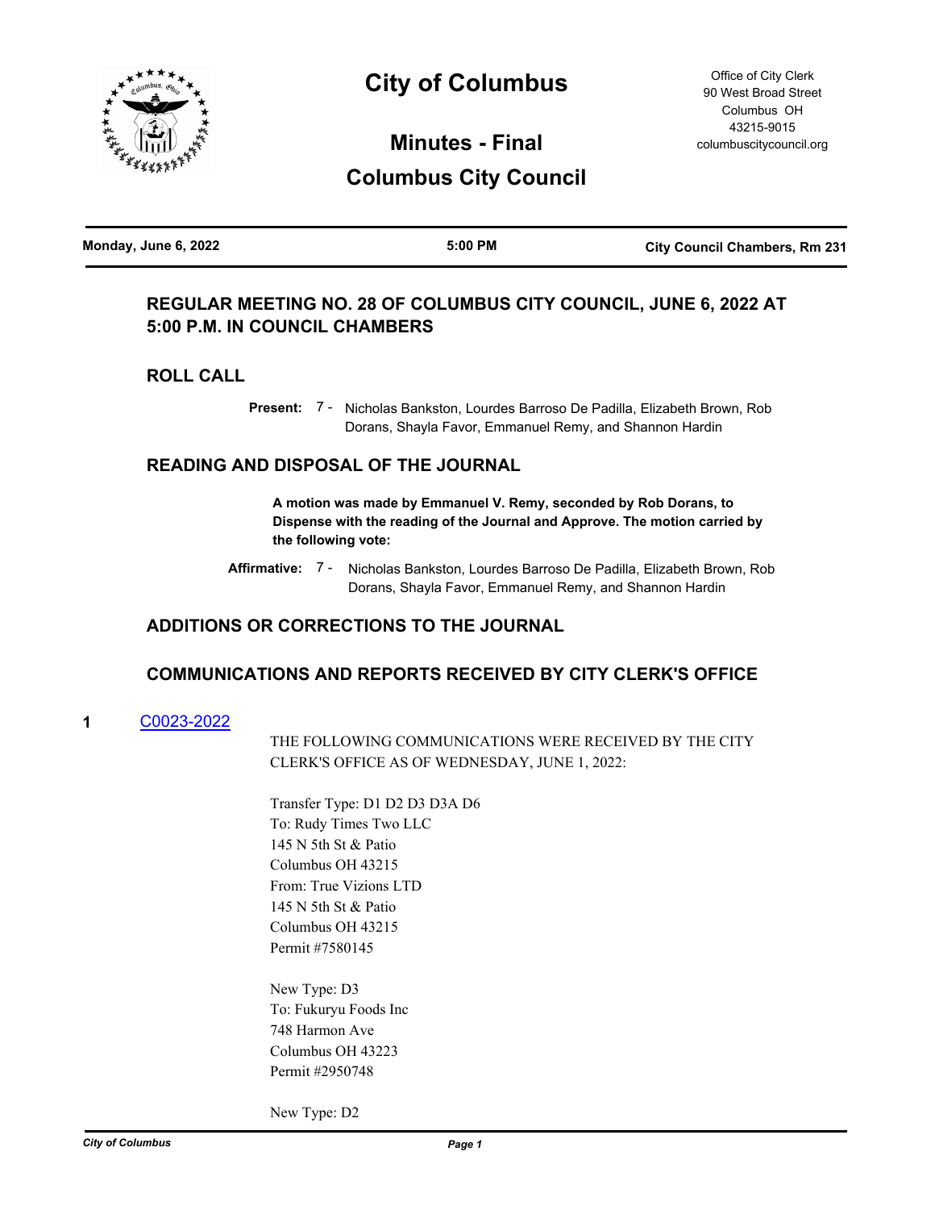# City of Columbus

## Minutes - Final

## Columbus City Council

Office of City Clerk
90 West Broad Street
Columbus OH
43215-9015
columbuscitycouncil.org

| Monday, June 6, 2022 | 5:00 PM | City Council Chambers, Rm 231 |
|---|---|---|

### REGULAR MEETING NO. 28 OF COLUMBUS CITY COUNCIL, JUNE 6, 2022 AT 5:00 P.M. IN COUNCIL CHAMBERS

### ROLL CALL

**Present:** 7 - Nicholas Bankston, Lourdes Barroso De Padilla, Elizabeth Brown, Rob Dorans, Shayla Favor, Emmanuel Remy, and Shannon Hardin

### READING AND DISPOSAL OF THE JOURNAL

**A motion was made by Emmanuel V. Remy, seconded by Rob Dorans, to Dispense with the reading of the Journal and Approve. The motion carried by the following vote:**

**Affirmative:** 7 - Nicholas Bankston, Lourdes Barroso De Padilla, Elizabeth Brown, Rob Dorans, Shayla Favor, Emmanuel Remy, and Shannon Hardin

### ADDITIONS OR CORRECTIONS TO THE JOURNAL

### COMMUNICATIONS AND REPORTS RECEIVED BY CITY CLERK'S OFFICE

**1** C0023-2022

THE FOLLOWING COMMUNICATIONS WERE RECEIVED BY THE CITY CLERK'S OFFICE AS OF WEDNESDAY, JUNE 1, 2022:

Transfer Type: D1 D2 D3 D3A D6
To: Rudy Times Two LLC
145 N 5th St & Patio
Columbus OH 43215
From: True Vizions LTD
145 N 5th St & Patio
Columbus OH 43215
Permit #7580145

New Type: D3
To: Fukuryu Foods Inc
748 Harmon Ave
Columbus OH 43223
Permit #2950748

New Type: D2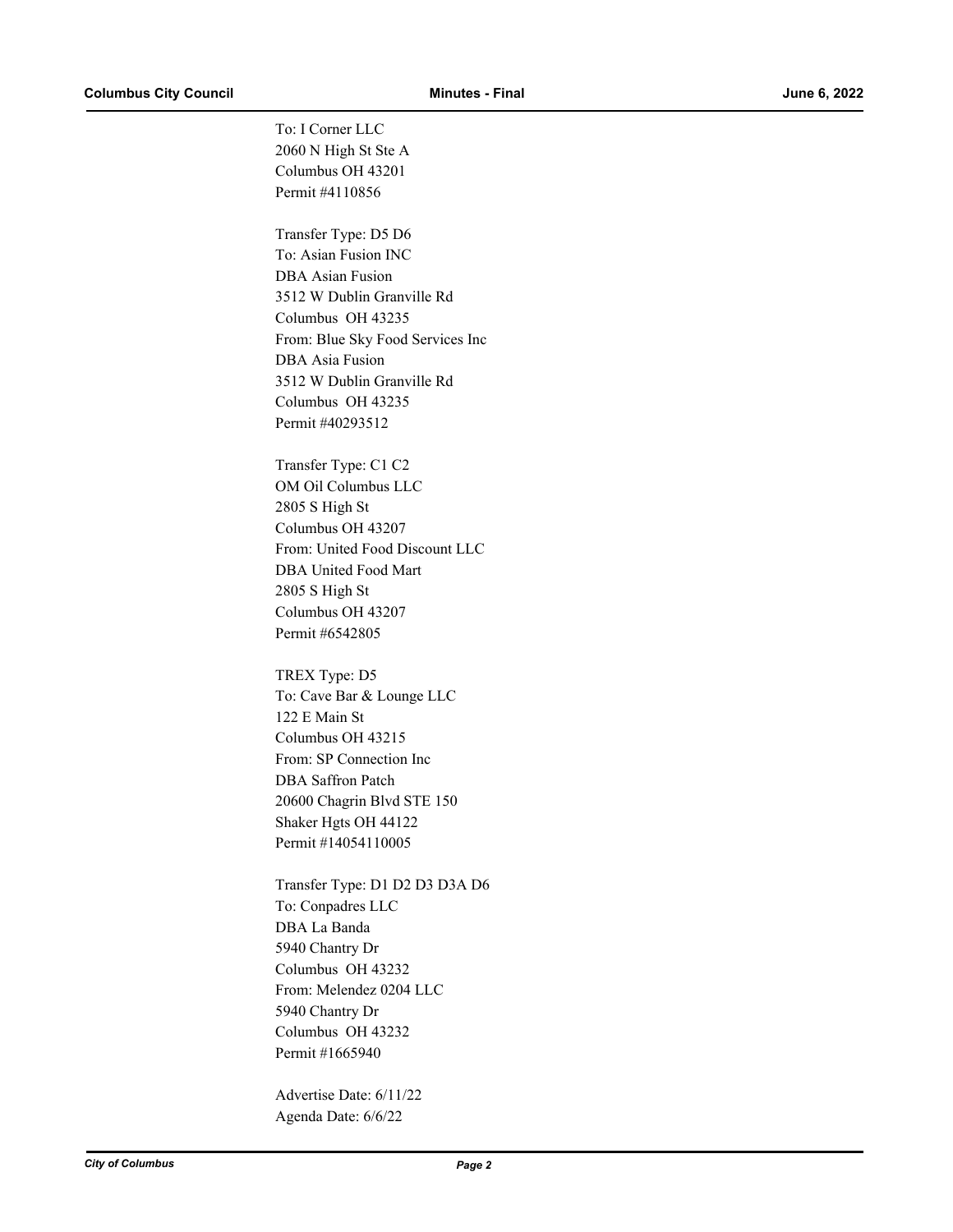To: I Corner LLC
2060 N High St Ste A
Columbus OH 43201
Permit #4110856

Transfer Type: D5 D6
To: Asian Fusion INC
DBA Asian Fusion
3512 W Dublin Granville Rd
Columbus OH 43235
From: Blue Sky Food Services Inc
DBA Asia Fusion
3512 W Dublin Granville Rd
Columbus OH 43235
Permit #40293512

Transfer Type: C1 C2
OM Oil Columbus LLC
2805 S High St
Columbus OH 43207
From: United Food Discount LLC
DBA United Food Mart
2805 S High St
Columbus OH 43207
Permit #6542805

TREX Type: D5
To: Cave Bar & Lounge LLC
122 E Main St
Columbus OH 43215
From: SP Connection Inc
DBA Saffron Patch
20600 Chagrin Blvd STE 150
Shaker Hgts OH 44122
Permit #14054110005

Transfer Type: D1 D2 D3 D3A D6
To: Conpadres LLC
DBA La Banda
5940 Chantry Dr
Columbus OH 43232
From: Melendez 0204 LLC
5940 Chantry Dr
Columbus OH 43232
Permit #1665940

Advertise Date: 6/11/22
Agenda Date: 6/6/22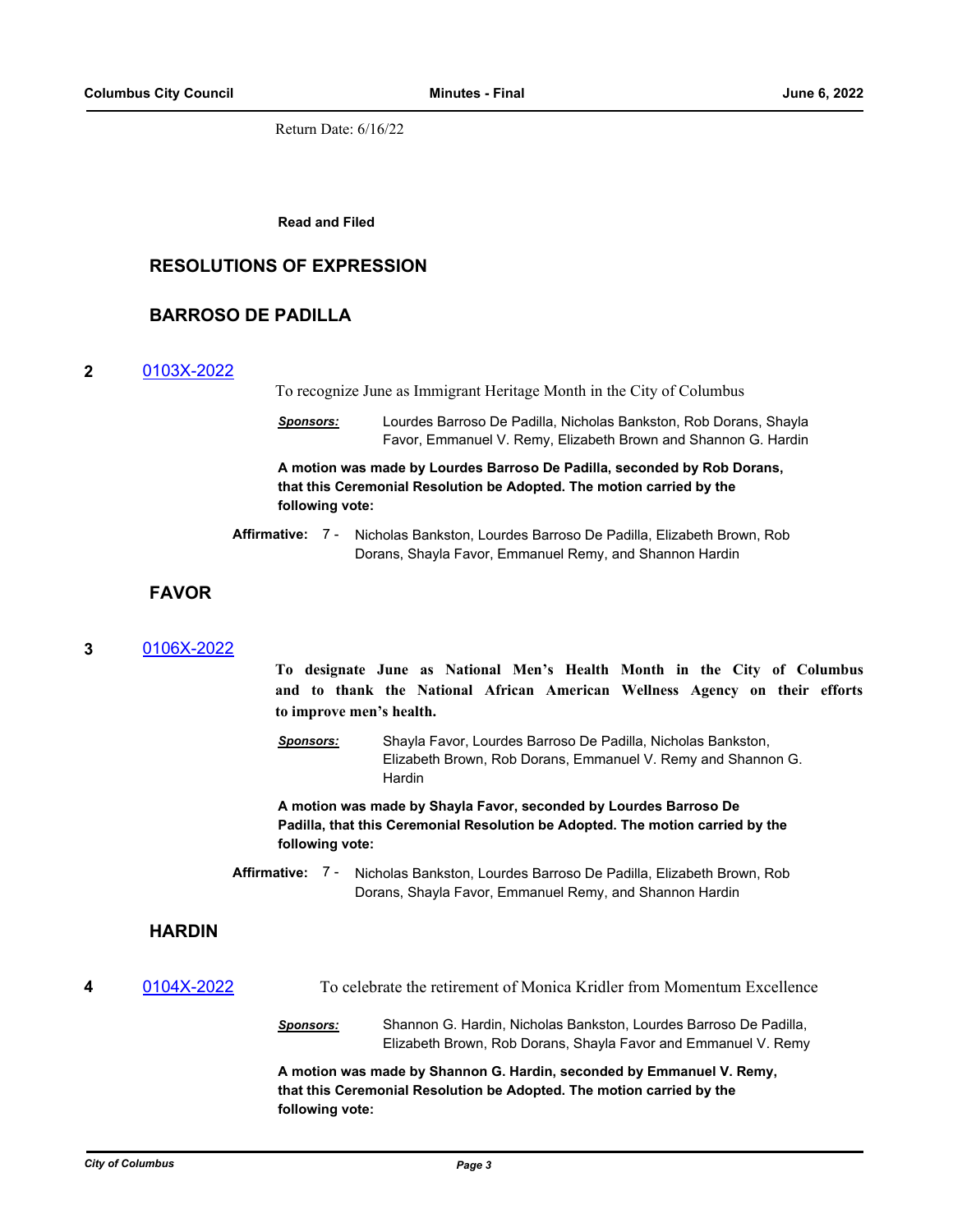Return Date: 6/16/22

**Read and Filed**

## RESOLUTIONS OF EXPRESSION

### BARROSO DE PADILLA

**2** [0103X-2022](0103X-2022)

To recognize June as Immigrant Heritage Month in the City of Columbus

***Sponsors:*** Lourdes Barroso De Padilla, Nicholas Bankston, Rob Dorans, Shayla Favor, Emmanuel V. Remy, Elizabeth Brown and Shannon G. Hardin

**A motion was made by Lourdes Barroso De Padilla, seconded by Rob Dorans, that this Ceremonial Resolution be Adopted. The motion carried by the following vote:**

**Affirmative:** 7 - Nicholas Bankston, Lourdes Barroso De Padilla, Elizabeth Brown, Rob Dorans, Shayla Favor, Emmanuel Remy, and Shannon Hardin

### FAVOR

**3** [0106X-2022](0106X-2022)

**To designate June as National Men's Health Month in the City of Columbus and to thank the National African American Wellness Agency on their efforts to improve men's health.**

***Sponsors:*** Shayla Favor, Lourdes Barroso De Padilla, Nicholas Bankston, Elizabeth Brown, Rob Dorans, Emmanuel V. Remy and Shannon G. Hardin

**A motion was made by Shayla Favor, seconded by Lourdes Barroso De Padilla, that this Ceremonial Resolution be Adopted. The motion carried by the following vote:**

**Affirmative:** 7 - Nicholas Bankston, Lourdes Barroso De Padilla, Elizabeth Brown, Rob Dorans, Shayla Favor, Emmanuel Remy, and Shannon Hardin

### HARDIN

**4** [0104X-2022](0104X-2022)

To celebrate the retirement of Monica Kridler from Momentum Excellence

***Sponsors:*** Shannon G. Hardin, Nicholas Bankston, Lourdes Barroso De Padilla, Elizabeth Brown, Rob Dorans, Shayla Favor and Emmanuel V. Remy

**A motion was made by Shannon G. Hardin, seconded by Emmanuel V. Remy, that this Ceremonial Resolution be Adopted. The motion carried by the following vote:**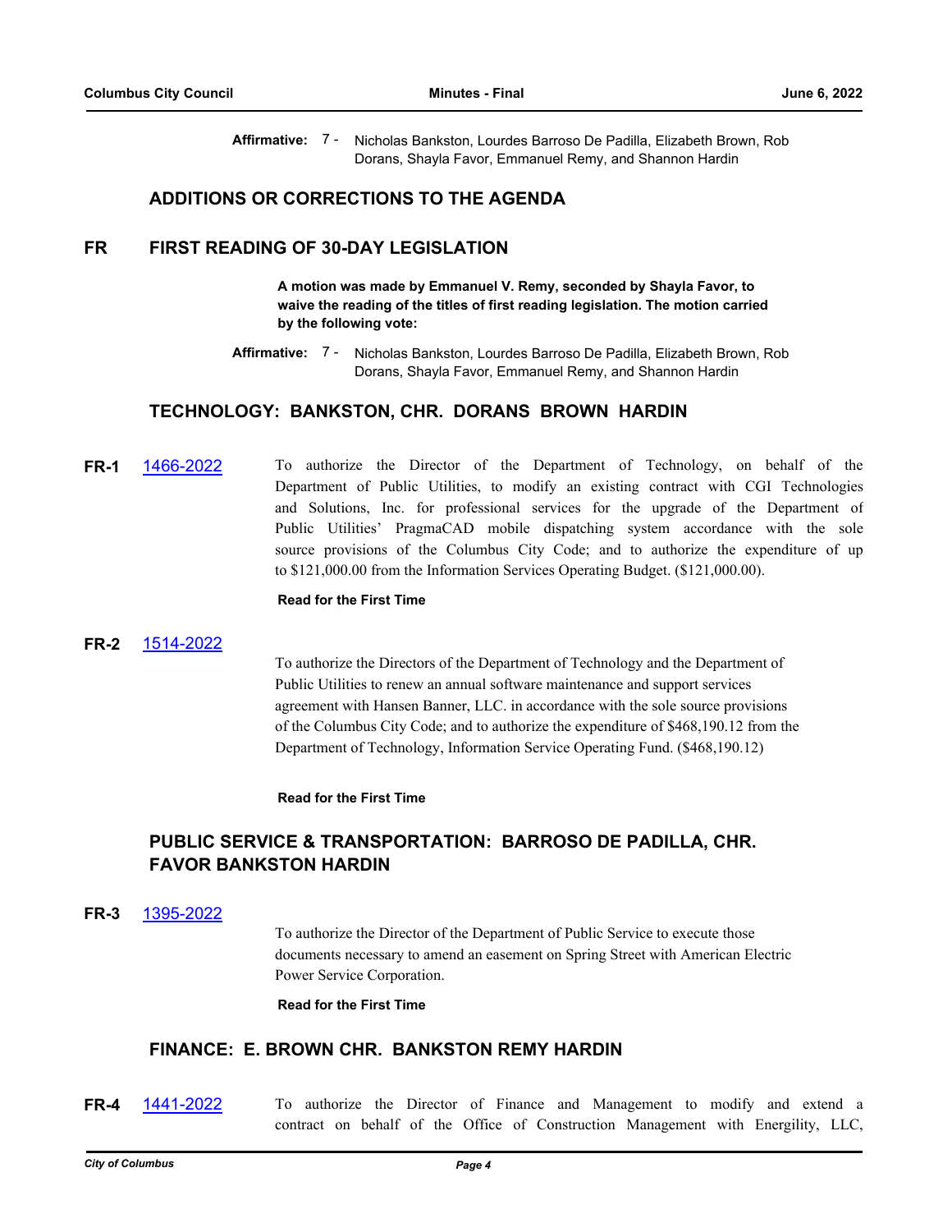**Affirmative:** 7 - Nicholas Bankston, Lourdes Barroso De Padilla, Elizabeth Brown, Rob Dorans, Shayla Favor, Emmanuel Remy, and Shannon Hardin

## ADDITIONS OR CORRECTIONS TO THE AGENDA

## FR FIRST READING OF 30-DAY LEGISLATION

**A motion was made by Emmanuel V. Remy, seconded by Shayla Favor, to waive the reading of the titles of first reading legislation. The motion carried by the following vote:**

**Affirmative:** 7 - Nicholas Bankston, Lourdes Barroso De Padilla, Elizabeth Brown, Rob Dorans, Shayla Favor, Emmanuel Remy, and Shannon Hardin

## TECHNOLOGY: BANKSTON, CHR. DORANS BROWN HARDIN

**FR-1** 1466-2022

To authorize the Director of the Department of Technology, on behalf of the Department of Public Utilities, to modify an existing contract with CGI Technologies and Solutions, Inc. for professional services for the upgrade of the Department of Public Utilities' PragmaCAD mobile dispatching system accordance with the sole source provisions of the Columbus City Code; and to authorize the expenditure of up to $121,000.00 from the Information Services Operating Budget. ($121,000.00).

**Read for the First Time**

**FR-2** 1514-2022

To authorize the Directors of the Department of Technology and the Department of Public Utilities to renew an annual software maintenance and support services agreement with Hansen Banner, LLC. in accordance with the sole source provisions of the Columbus City Code; and to authorize the expenditure of $468,190.12 from the Department of Technology, Information Service Operating Fund. ($468,190.12)

**Read for the First Time**

## PUBLIC SERVICE & TRANSPORTATION: BARROSO DE PADILLA, CHR. FAVOR BANKSTON HARDIN

**FR-3** 1395-2022

To authorize the Director of the Department of Public Service to execute those documents necessary to amend an easement on Spring Street with American Electric Power Service Corporation.

**Read for the First Time**

## FINANCE: E. BROWN CHR. BANKSTON REMY HARDIN

**FR-4** 1441-2022

To authorize the Director of Finance and Management to modify and extend a contract on behalf of the Office of Construction Management with Energility, LLC,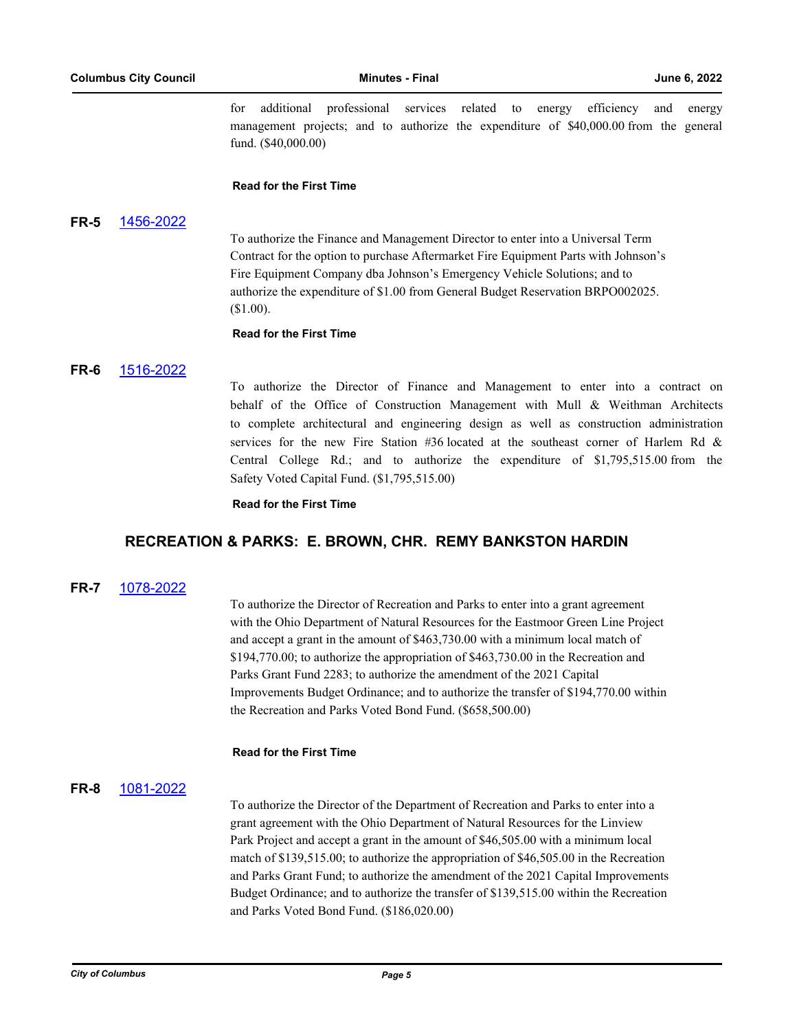for additional professional services related to energy efficiency and energy management projects; and to authorize the expenditure of $40,000.00 from the general fund. ($40,000.00)

**Read for the First Time**

**FR-5** 1456-2022

To authorize the Finance and Management Director to enter into a Universal Term Contract for the option to purchase Aftermarket Fire Equipment Parts with Johnson's Fire Equipment Company dba Johnson's Emergency Vehicle Solutions; and to authorize the expenditure of $1.00 from General Budget Reservation BRPO002025. ($1.00).

**Read for the First Time**

**FR-6** 1516-2022

To authorize the Director of Finance and Management to enter into a contract on behalf of the Office of Construction Management with Mull & Weithman Architects to complete architectural and engineering design as well as construction administration services for the new Fire Station #36 located at the southeast corner of Harlem Rd & Central College Rd.; and to authorize the expenditure of $1,795,515.00 from the Safety Voted Capital Fund. ($1,795,515.00)

**Read for the First Time**

## RECREATION & PARKS: E. BROWN, CHR. REMY BANKSTON HARDIN

**FR-7** 1078-2022

To authorize the Director of Recreation and Parks to enter into a grant agreement with the Ohio Department of Natural Resources for the Eastmoor Green Line Project and accept a grant in the amount of $463,730.00 with a minimum local match of $194,770.00; to authorize the appropriation of $463,730.00 in the Recreation and Parks Grant Fund 2283; to authorize the amendment of the 2021 Capital Improvements Budget Ordinance; and to authorize the transfer of $194,770.00 within the Recreation and Parks Voted Bond Fund. ($658,500.00)

**Read for the First Time**

**FR-8** 1081-2022

To authorize the Director of the Department of Recreation and Parks to enter into a grant agreement with the Ohio Department of Natural Resources for the Linview Park Project and accept a grant in the amount of $46,505.00 with a minimum local match of $139,515.00; to authorize the appropriation of $46,505.00 in the Recreation and Parks Grant Fund; to authorize the amendment of the 2021 Capital Improvements Budget Ordinance; and to authorize the transfer of $139,515.00 within the Recreation and Parks Voted Bond Fund. ($186,020.00)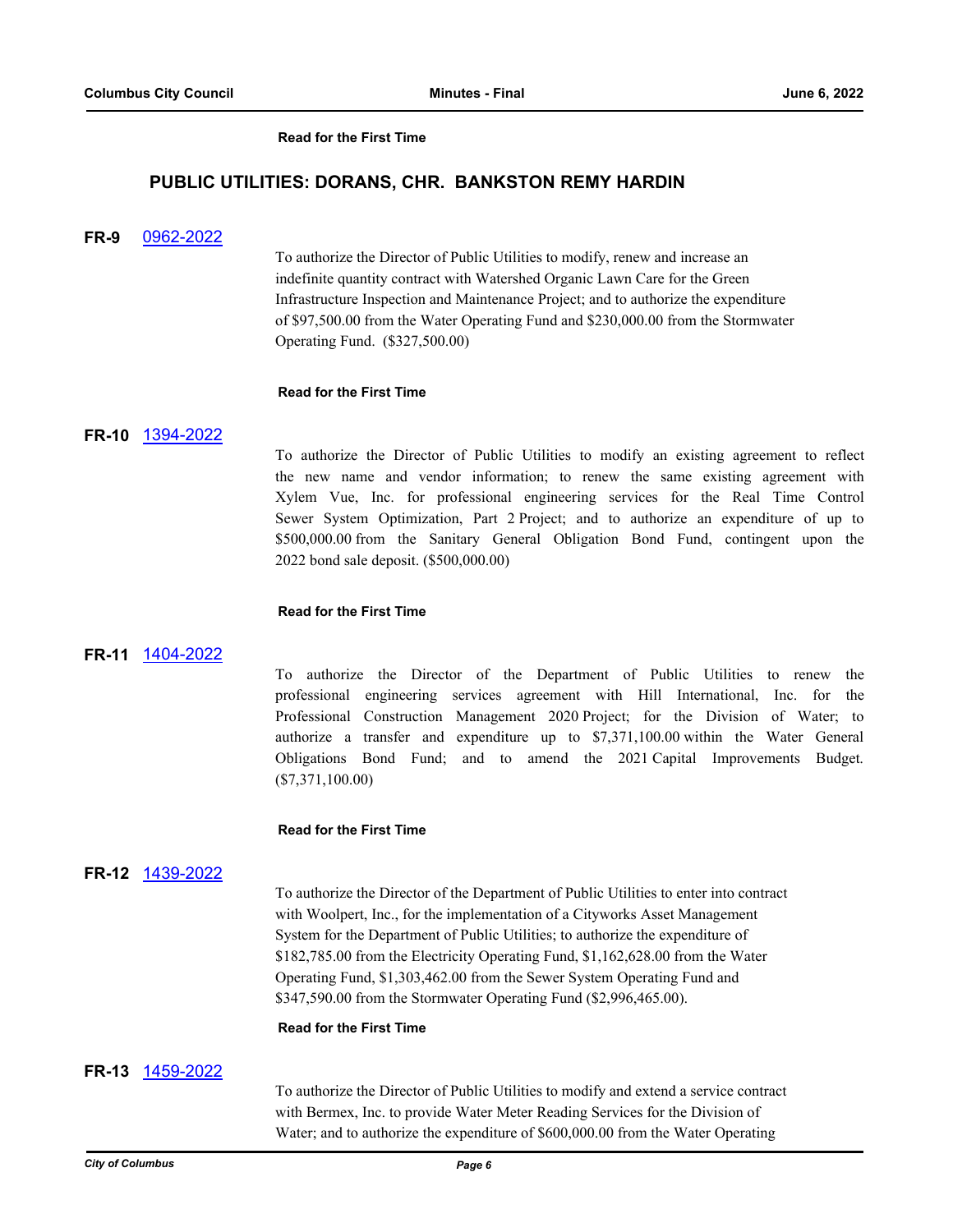**Read for the First Time**

## PUBLIC UTILITIES: DORANS, CHR. BANKSTON REMY HARDIN

**FR-9** 0962-2022

To authorize the Director of Public Utilities to modify, renew and increase an indefinite quantity contract with Watershed Organic Lawn Care for the Green Infrastructure Inspection and Maintenance Project; and to authorize the expenditure of $97,500.00 from the Water Operating Fund and $230,000.00 from the Stormwater Operating Fund. ($327,500.00)

**Read for the First Time**

**FR-10** 1394-2022

To authorize the Director of Public Utilities to modify an existing agreement to reflect the new name and vendor information; to renew the same existing agreement with Xylem Vue, Inc. for professional engineering services for the Real Time Control Sewer System Optimization, Part 2 Project; and to authorize an expenditure of up to $500,000.00 from the Sanitary General Obligation Bond Fund, contingent upon the 2022 bond sale deposit. ($500,000.00)

**Read for the First Time**

**FR-11** 1404-2022

To authorize the Director of the Department of Public Utilities to renew the professional engineering services agreement with Hill International, Inc. for the Professional Construction Management 2020 Project; for the Division of Water; to authorize a transfer and expenditure up to $7,371,100.00 within the Water General Obligations Bond Fund; and to amend the 2021 Capital Improvements Budget. ($7,371,100.00)

**Read for the First Time**

**FR-12** 1439-2022

To authorize the Director of the Department of Public Utilities to enter into contract with Woolpert, Inc., for the implementation of a Cityworks Asset Management System for the Department of Public Utilities; to authorize the expenditure of $182,785.00 from the Electricity Operating Fund, $1,162,628.00 from the Water Operating Fund, $1,303,462.00 from the Sewer System Operating Fund and $347,590.00 from the Stormwater Operating Fund ($2,996,465.00).

**Read for the First Time**

**FR-13** 1459-2022

To authorize the Director of Public Utilities to modify and extend a service contract with Bermex, Inc. to provide Water Meter Reading Services for the Division of Water; and to authorize the expenditure of $600,000.00 from the Water Operating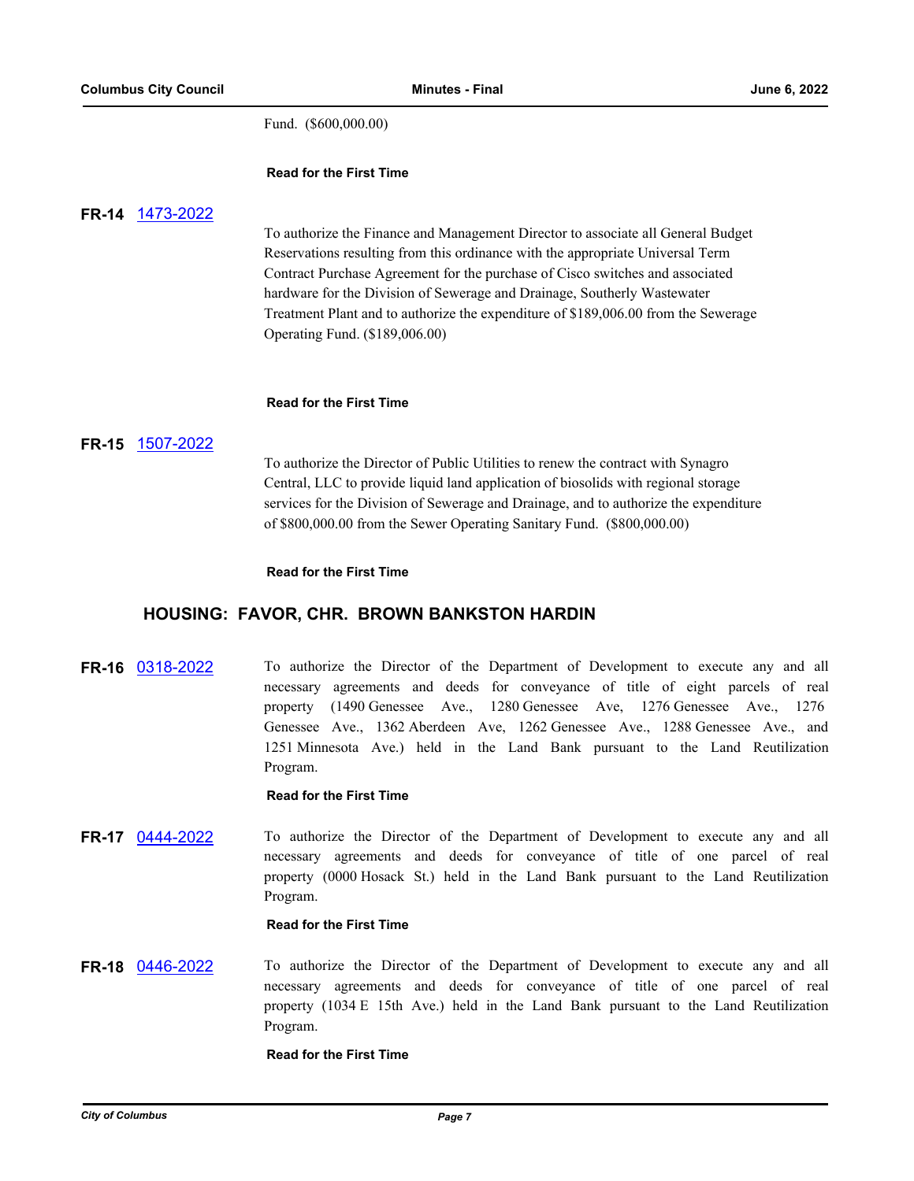Fund. ($600,000.00)

**Read for the First Time**

**FR-14** [1473-2022](1473-2022)

To authorize the Finance and Management Director to associate all General Budget Reservations resulting from this ordinance with the appropriate Universal Term Contract Purchase Agreement for the purchase of Cisco switches and associated hardware for the Division of Sewerage and Drainage, Southerly Wastewater Treatment Plant and to authorize the expenditure of $189,006.00 from the Sewerage Operating Fund. ($189,006.00)

**Read for the First Time**

**FR-15** [1507-2022](1507-2022)

To authorize the Director of Public Utilities to renew the contract with Synagro Central, LLC to provide liquid land application of biosolids with regional storage services for the Division of Sewerage and Drainage, and to authorize the expenditure of $800,000.00 from the Sewer Operating Sanitary Fund. ($800,000.00)

**Read for the First Time**

## HOUSING: FAVOR, CHR. BROWN BANKSTON HARDIN

**FR-16** [0318-2022](0318-2022) To authorize the Director of the Department of Development to execute any and all necessary agreements and deeds for conveyance of title of eight parcels of real property (1490 Genessee Ave., 1280 Genessee Ave, 1276 Genessee Ave., 1276 Genessee Ave., 1362 Aberdeen Ave, 1262 Genessee Ave., 1288 Genessee Ave., and 1251 Minnesota Ave.) held in the Land Bank pursuant to the Land Reutilization Program.

**Read for the First Time**

**FR-17** [0444-2022](0444-2022) To authorize the Director of the Department of Development to execute any and all necessary agreements and deeds for conveyance of title of one parcel of real property (0000 Hosack St.) held in the Land Bank pursuant to the Land Reutilization Program.

**Read for the First Time**

**FR-18** [0446-2022](0446-2022) To authorize the Director of the Department of Development to execute any and all necessary agreements and deeds for conveyance of title of one parcel of real property (1034 E 15th Ave.) held in the Land Bank pursuant to the Land Reutilization Program.

**Read for the First Time**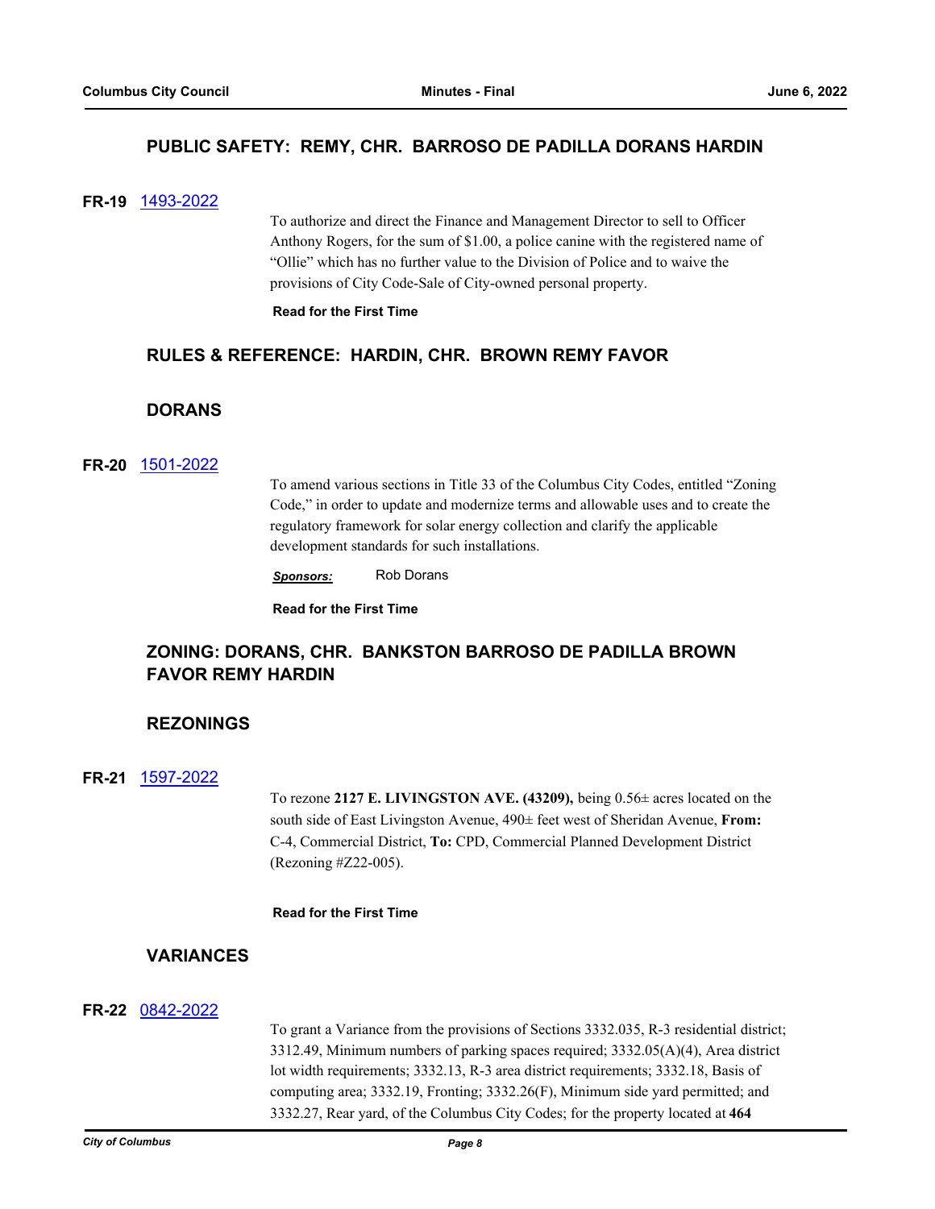## PUBLIC SAFETY: REMY, CHR. BARROSO DE PADILLA DORANS HARDIN

**FR-19** 1493-2022

To authorize and direct the Finance and Management Director to sell to Officer Anthony Rogers, for the sum of $1.00, a police canine with the registered name of "Ollie" which has no further value to the Division of Police and to waive the provisions of City Code-Sale of City-owned personal property.

**Read for the First Time**

## RULES & REFERENCE: HARDIN, CHR. BROWN REMY FAVOR

## DORANS

**FR-20** 1501-2022

To amend various sections in Title 33 of the Columbus City Codes, entitled "Zoning Code," in order to update and modernize terms and allowable uses and to create the regulatory framework for solar energy collection and clarify the applicable development standards for such installations.

***Sponsors:*** Rob Dorans

**Read for the First Time**

## ZONING: DORANS, CHR. BANKSTON BARROSO DE PADILLA BROWN FAVOR REMY HARDIN

## REZONINGS

**FR-21** 1597-2022

To rezone **2127 E. LIVINGSTON AVE. (43209),** being 0.56± acres located on the south side of East Livingston Avenue, 490± feet west of Sheridan Avenue, **From:** C-4, Commercial District, **To:** CPD, Commercial Planned Development District (Rezoning #Z22-005).

**Read for the First Time**

## VARIANCES

**FR-22** 0842-2022

To grant a Variance from the provisions of Sections 3332.035, R-3 residential district; 3312.49, Minimum numbers of parking spaces required; 3332.05(A)(4), Area district lot width requirements; 3332.13, R-3 area district requirements; 3332.18, Basis of computing area; 3332.19, Fronting; 3332.26(F), Minimum side yard permitted; and 3332.27, Rear yard, of the Columbus City Codes; for the property located at **464**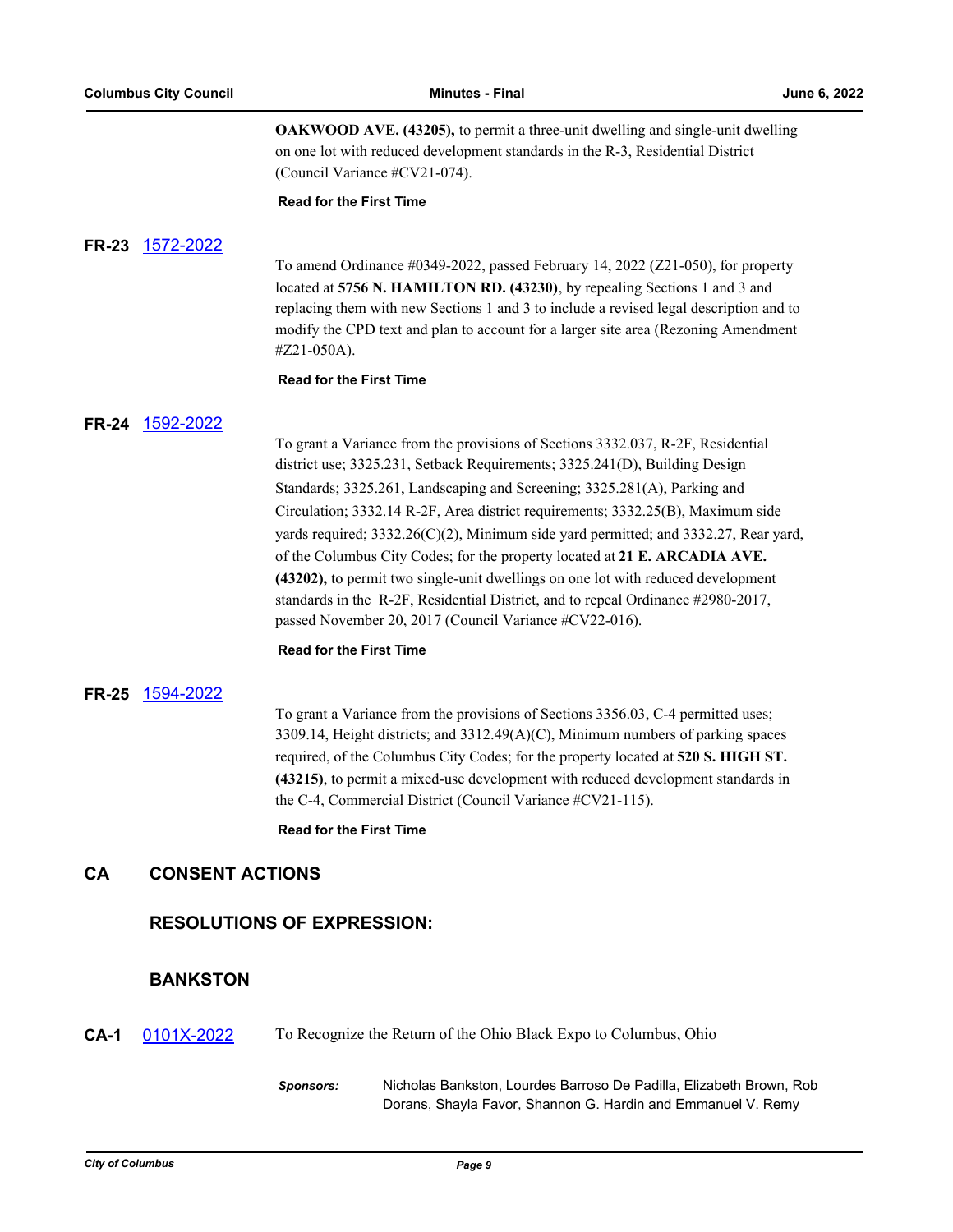**OAKWOOD AVE. (43205),** to permit a three-unit dwelling and single-unit dwelling on one lot with reduced development standards in the R-3, Residential District (Council Variance #CV21-074).

**Read for the First Time**

**FR-23** 1572-2022

To amend Ordinance #0349-2022, passed February 14, 2022 (Z21-050), for property located at **5756 N. HAMILTON RD. (43230)**, by repealing Sections 1 and 3 and replacing them with new Sections 1 and 3 to include a revised legal description and to modify the CPD text and plan to account for a larger site area (Rezoning Amendment #Z21-050A).

**Read for the First Time**

**FR-24** 1592-2022

To grant a Variance from the provisions of Sections 3332.037, R-2F, Residential district use; 3325.231, Setback Requirements; 3325.241(D), Building Design Standards; 3325.261, Landscaping and Screening; 3325.281(A), Parking and Circulation; 3332.14 R-2F, Area district requirements; 3332.25(B), Maximum side yards required; 3332.26(C)(2), Minimum side yard permitted; and 3332.27, Rear yard, of the Columbus City Codes; for the property located at **21 E. ARCADIA AVE. (43202),** to permit two single-unit dwellings on one lot with reduced development standards in the R-2F, Residential District, and to repeal Ordinance #2980-2017, passed November 20, 2017 (Council Variance #CV22-016).

**Read for the First Time**

**FR-25** 1594-2022

To grant a Variance from the provisions of Sections 3356.03, C-4 permitted uses; 3309.14, Height districts; and 3312.49(A)(C), Minimum numbers of parking spaces required, of the Columbus City Codes; for the property located at **520 S. HIGH ST. (43215)**, to permit a mixed-use development with reduced development standards in the C-4, Commercial District (Council Variance #CV21-115).

**Read for the First Time**

## CA CONSENT ACTIONS

### RESOLUTIONS OF EXPRESSION:

### BANKSTON

**CA-1** 0101X-2022 To Recognize the Return of the Ohio Black Expo to Columbus, Ohio

***Sponsors:*** Nicholas Bankston, Lourdes Barroso De Padilla, Elizabeth Brown, Rob Dorans, Shayla Favor, Shannon G. Hardin and Emmanuel V. Remy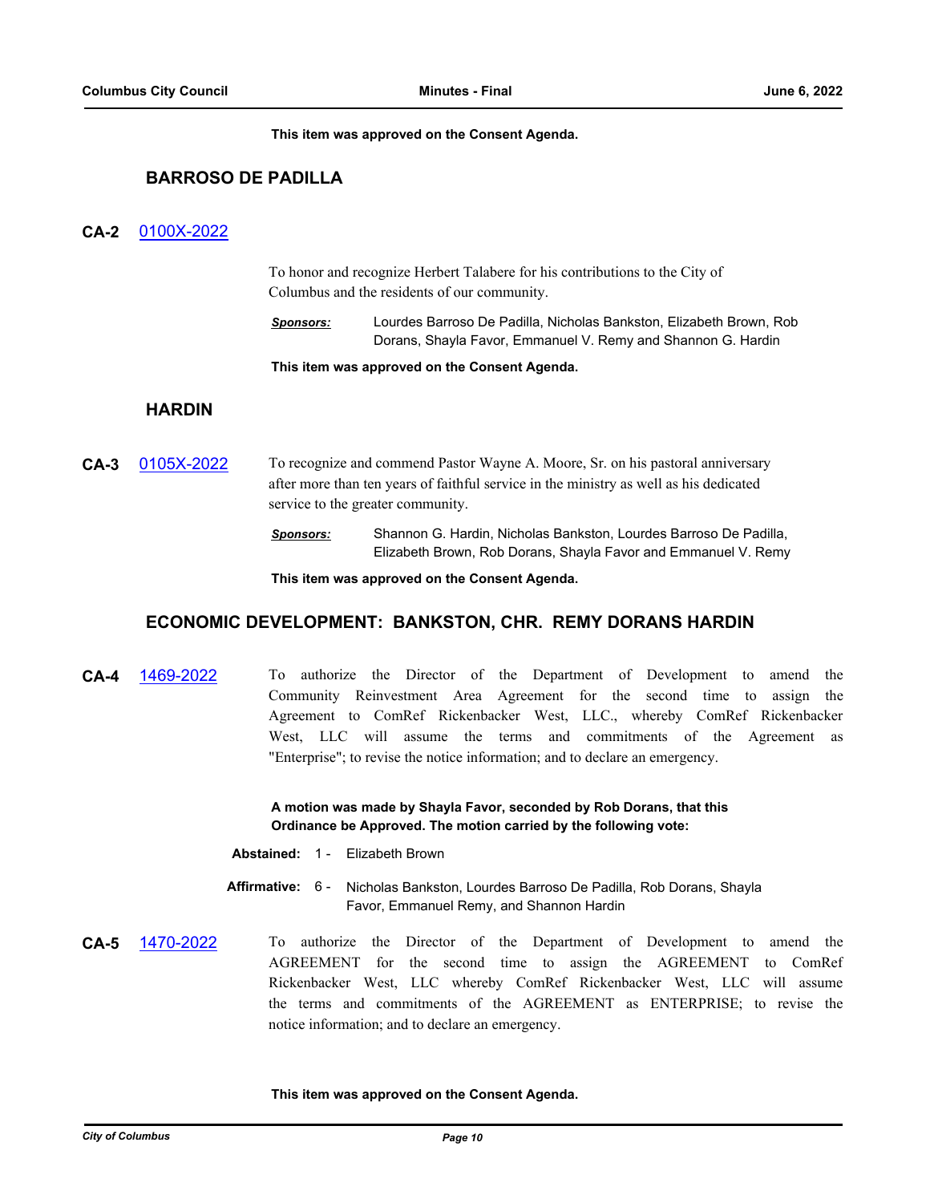**This item was approved on the Consent Agenda.**

## BARROSO DE PADILLA

**CA-2** 0100X-2022

To honor and recognize Herbert Talabere for his contributions to the City of Columbus and the residents of our community.

***Sponsors:*** Lourdes Barroso De Padilla, Nicholas Bankston, Elizabeth Brown, Rob Dorans, Shayla Favor, Emmanuel V. Remy and Shannon G. Hardin

**This item was approved on the Consent Agenda.**

## HARDIN

**CA-3** 0105X-2022

To recognize and commend Pastor Wayne A. Moore, Sr. on his pastoral anniversary after more than ten years of faithful service in the ministry as well as his dedicated service to the greater community.

***Sponsors:*** Shannon G. Hardin, Nicholas Bankston, Lourdes Barroso De Padilla, Elizabeth Brown, Rob Dorans, Shayla Favor and Emmanuel V. Remy

**This item was approved on the Consent Agenda.**

## ECONOMIC DEVELOPMENT: BANKSTON, CHR. REMY DORANS HARDIN

**CA-4** 1469-2022

To authorize the Director of the Department of Development to amend the Community Reinvestment Area Agreement for the second time to assign the Agreement to ComRef Rickenbacker West, LLC., whereby ComRef Rickenbacker West, LLC will assume the terms and commitments of the Agreement as "Enterprise"; to revise the notice information; and to declare an emergency.

**A motion was made by Shayla Favor, seconded by Rob Dorans, that this Ordinance be Approved. The motion carried by the following vote:**

**Abstained:** 1 - Elizabeth Brown

**Affirmative:** 6 - Nicholas Bankston, Lourdes Barroso De Padilla, Rob Dorans, Shayla Favor, Emmanuel Remy, and Shannon Hardin

**CA-5** 1470-2022

To authorize the Director of the Department of Development to amend the AGREEMENT for the second time to assign the AGREEMENT to ComRef Rickenbacker West, LLC whereby ComRef Rickenbacker West, LLC will assume the terms and commitments of the AGREEMENT as ENTERPRISE; to revise the notice information; and to declare an emergency.

**This item was approved on the Consent Agenda.**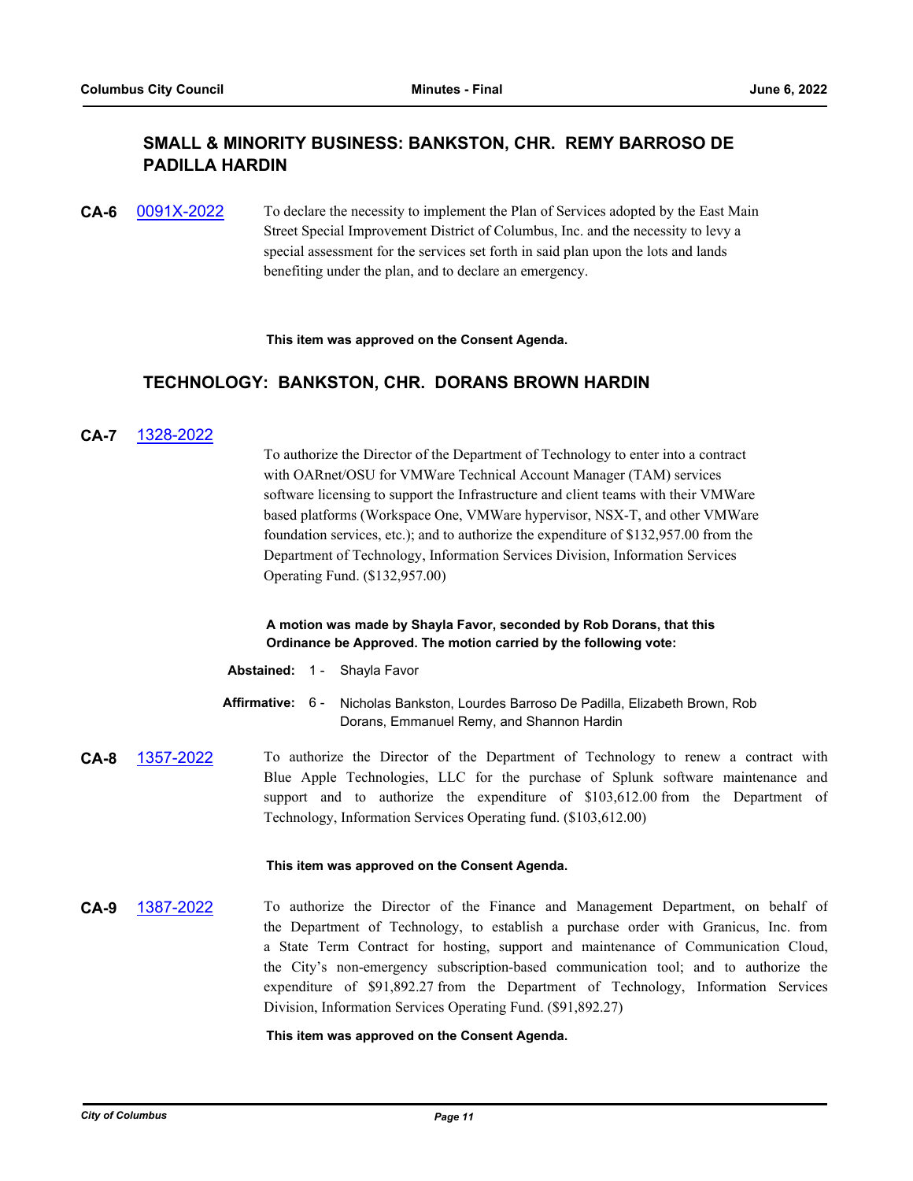## SMALL & MINORITY BUSINESS: BANKSTON, CHR. REMY BARROSO DE PADILLA HARDIN

**CA-6** 0091X-2022

To declare the necessity to implement the Plan of Services adopted by the East Main Street Special Improvement District of Columbus, Inc. and the necessity to levy a special assessment for the services set forth in said plan upon the lots and lands benefiting under the plan, and to declare an emergency.

**This item was approved on the Consent Agenda.**

## TECHNOLOGY: BANKSTON, CHR. DORANS BROWN HARDIN

**CA-7** 1328-2022

To authorize the Director of the Department of Technology to enter into a contract with OARnet/OSU for VMWare Technical Account Manager (TAM) services software licensing to support the Infrastructure and client teams with their VMWare based platforms (Workspace One, VMWare hypervisor, NSX-T, and other VMWare foundation services, etc.); and to authorize the expenditure of $132,957.00 from the Department of Technology, Information Services Division, Information Services Operating Fund. ($132,957.00)

**A motion was made by Shayla Favor, seconded by Rob Dorans, that this Ordinance be Approved. The motion carried by the following vote:**

**Abstained:** 1 - Shayla Favor

**Affirmative:** 6 - Nicholas Bankston, Lourdes Barroso De Padilla, Elizabeth Brown, Rob Dorans, Emmanuel Remy, and Shannon Hardin

**CA-8** 1357-2022

To authorize the Director of the Department of Technology to renew a contract with Blue Apple Technologies, LLC for the purchase of Splunk software maintenance and support and to authorize the expenditure of $103,612.00 from the Department of Technology, Information Services Operating fund. ($103,612.00)

**This item was approved on the Consent Agenda.**

**CA-9** 1387-2022

To authorize the Director of the Finance and Management Department, on behalf of the Department of Technology, to establish a purchase order with Granicus, Inc. from a State Term Contract for hosting, support and maintenance of Communication Cloud, the City's non-emergency subscription-based communication tool; and to authorize the expenditure of $91,892.27 from the Department of Technology, Information Services Division, Information Services Operating Fund. ($91,892.27)

**This item was approved on the Consent Agenda.**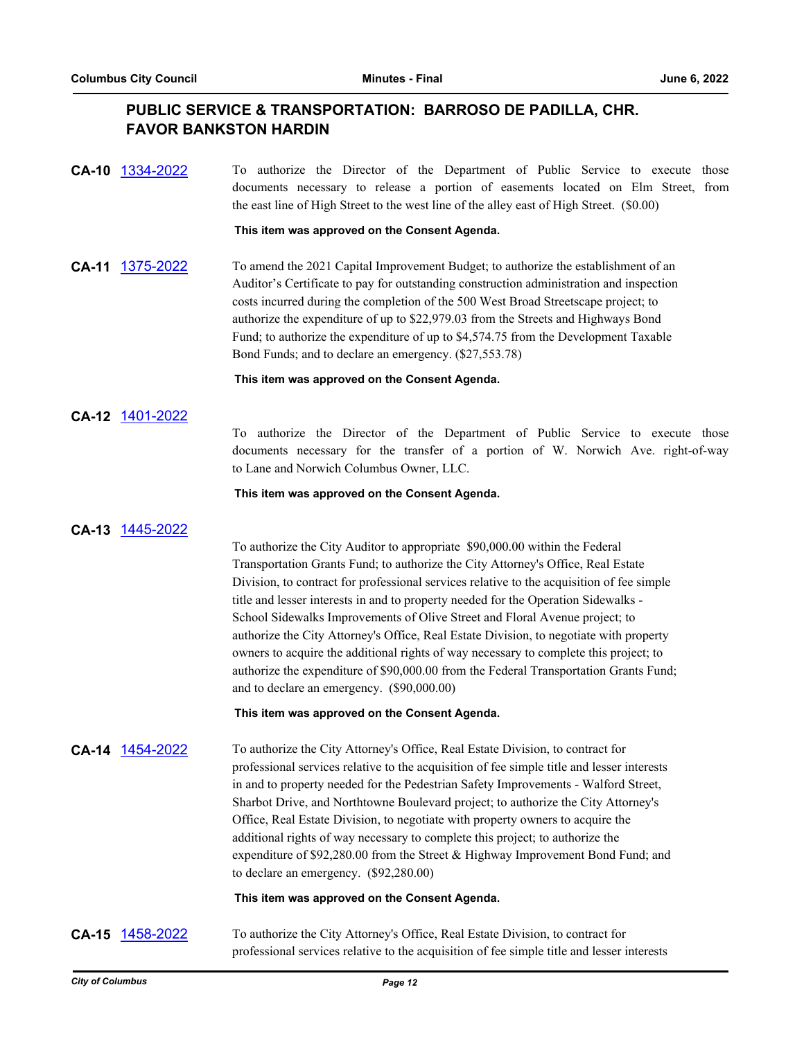## PUBLIC SERVICE & TRANSPORTATION: BARROSO DE PADILLA, CHR. FAVOR BANKSTON HARDIN

**CA-10** 1334-2022

To authorize the Director of the Department of Public Service to execute those documents necessary to release a portion of easements located on Elm Street, from the east line of High Street to the west line of the alley east of High Street. ($0.00)

**This item was approved on the Consent Agenda.**

**CA-11** 1375-2022

To amend the 2021 Capital Improvement Budget; to authorize the establishment of an Auditor's Certificate to pay for outstanding construction administration and inspection costs incurred during the completion of the 500 West Broad Streetscape project; to authorize the expenditure of up to $22,979.03 from the Streets and Highways Bond Fund; to authorize the expenditure of up to $4,574.75 from the Development Taxable Bond Funds; and to declare an emergency. ($27,553.78)

**This item was approved on the Consent Agenda.**

**CA-12** 1401-2022

To authorize the Director of the Department of Public Service to execute those documents necessary for the transfer of a portion of W. Norwich Ave. right-of-way to Lane and Norwich Columbus Owner, LLC.

**This item was approved on the Consent Agenda.**

**CA-13** 1445-2022

To authorize the City Auditor to appropriate $90,000.00 within the Federal Transportation Grants Fund; to authorize the City Attorney's Office, Real Estate Division, to contract for professional services relative to the acquisition of fee simple title and lesser interests in and to property needed for the Operation Sidewalks - School Sidewalks Improvements of Olive Street and Floral Avenue project; to authorize the City Attorney's Office, Real Estate Division, to negotiate with property owners to acquire the additional rights of way necessary to complete this project; to authorize the expenditure of $90,000.00 from the Federal Transportation Grants Fund; and to declare an emergency. ($90,000.00)

**This item was approved on the Consent Agenda.**

**CA-14** 1454-2022

To authorize the City Attorney's Office, Real Estate Division, to contract for professional services relative to the acquisition of fee simple title and lesser interests in and to property needed for the Pedestrian Safety Improvements - Walford Street, Sharbot Drive, and Northtowne Boulevard project; to authorize the City Attorney's Office, Real Estate Division, to negotiate with property owners to acquire the additional rights of way necessary to complete this project; to authorize the expenditure of $92,280.00 from the Street & Highway Improvement Bond Fund; and to declare an emergency. ($92,280.00)

**This item was approved on the Consent Agenda.**

**CA-15** 1458-2022

To authorize the City Attorney's Office, Real Estate Division, to contract for professional services relative to the acquisition of fee simple title and lesser interests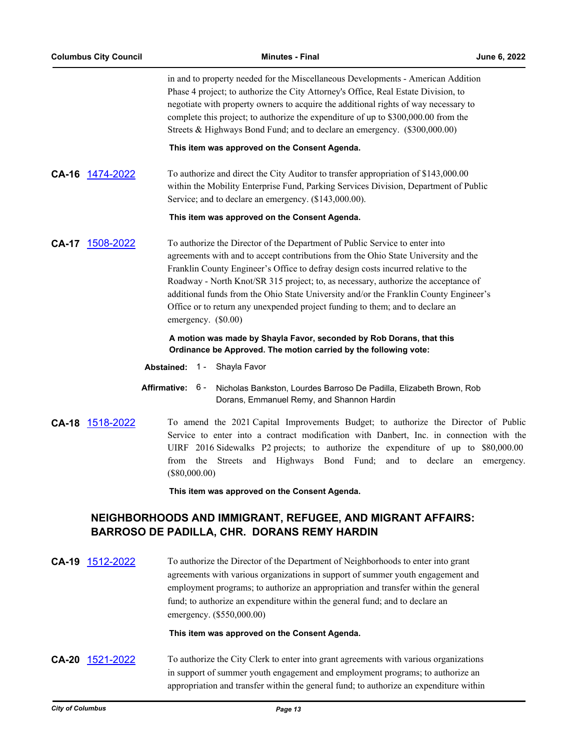in and to property needed for the Miscellaneous Developments - American Addition Phase 4 project; to authorize the City Attorney's Office, Real Estate Division, to negotiate with property owners to acquire the additional rights of way necessary to complete this project; to authorize the expenditure of up to $300,000.00 from the Streets & Highways Bond Fund; and to declare an emergency. ($300,000.00)

**This item was approved on the Consent Agenda.**

**CA-16** 1474-2022

To authorize and direct the City Auditor to transfer appropriation of $143,000.00 within the Mobility Enterprise Fund, Parking Services Division, Department of Public Service; and to declare an emergency. ($143,000.00).

**This item was approved on the Consent Agenda.**

**CA-17** 1508-2022

To authorize the Director of the Department of Public Service to enter into agreements with and to accept contributions from the Ohio State University and the Franklin County Engineer's Office to defray design costs incurred relative to the Roadway - North Knot/SR 315 project; to, as necessary, authorize the acceptance of additional funds from the Ohio State University and/or the Franklin County Engineer's Office or to return any unexpended project funding to them; and to declare an emergency. ($0.00)

**A motion was made by Shayla Favor, seconded by Rob Dorans, that this Ordinance be Approved. The motion carried by the following vote:**

**Abstained:** 1 - Shayla Favor

**Affirmative:** 6 - Nicholas Bankston, Lourdes Barroso De Padilla, Elizabeth Brown, Rob Dorans, Emmanuel Remy, and Shannon Hardin

**CA-18** 1518-2022

To amend the 2021 Capital Improvements Budget; to authorize the Director of Public Service to enter into a contract modification with Danbert, Inc. in connection with the UIRF 2016 Sidewalks P2 projects; to authorize the expenditure of up to $80,000.00 from the Streets and Highways Bond Fund; and to declare an emergency. ($80,000.00)

**This item was approved on the Consent Agenda.**

## NEIGHBORHOODS AND IMMIGRANT, REFUGEE, AND MIGRANT AFFAIRS: BARROSO DE PADILLA, CHR. DORANS REMY HARDIN

**CA-19** 1512-2022

To authorize the Director of the Department of Neighborhoods to enter into grant agreements with various organizations in support of summer youth engagement and employment programs; to authorize an appropriation and transfer within the general fund; to authorize an expenditure within the general fund; and to declare an emergency. ($550,000.00)

**This item was approved on the Consent Agenda.**

**CA-20** 1521-2022

To authorize the City Clerk to enter into grant agreements with various organizations in support of summer youth engagement and employment programs; to authorize an appropriation and transfer within the general fund; to authorize an expenditure within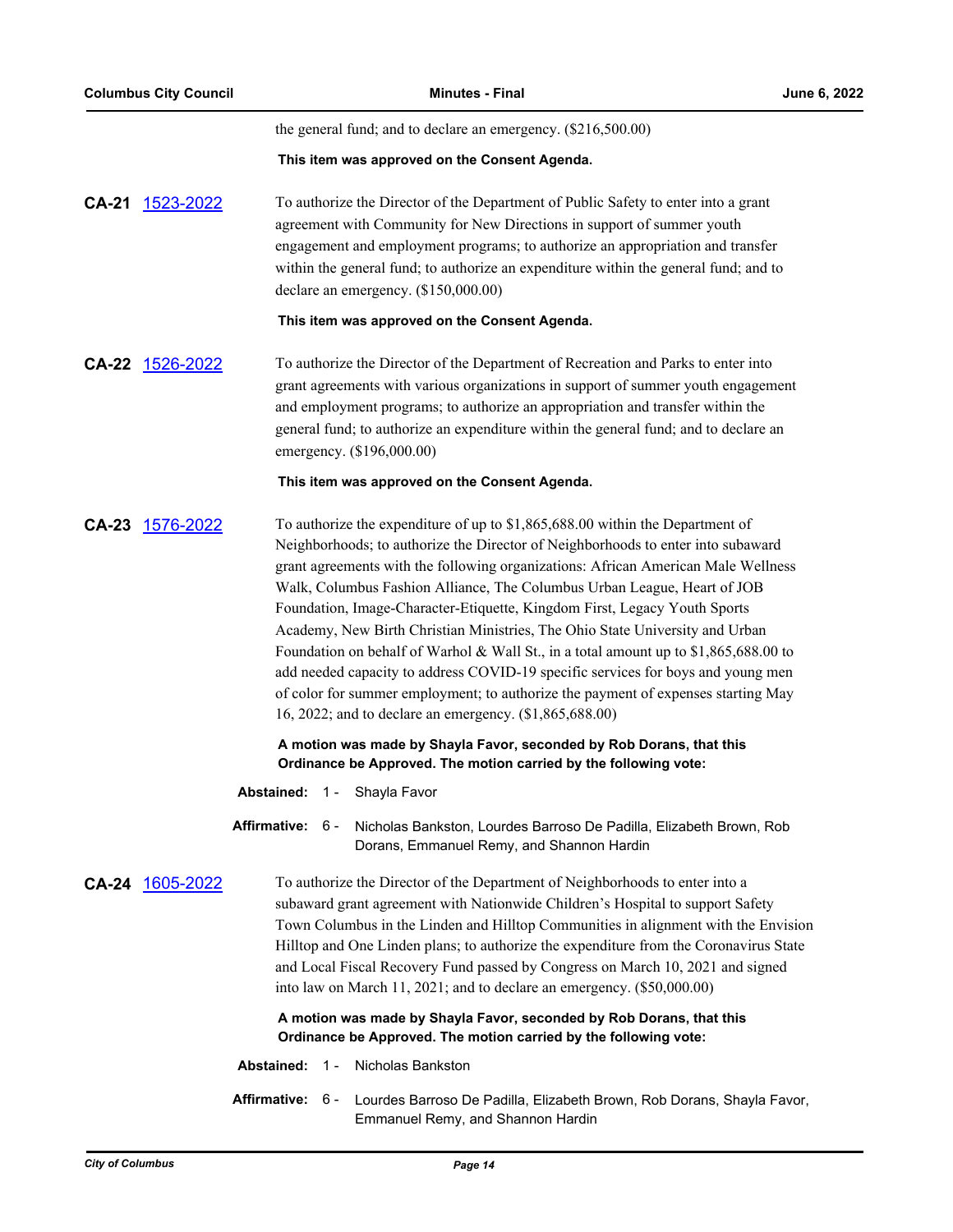the general fund; and to declare an emergency. ($216,500.00)

**This item was approved on the Consent Agenda.**

**CA-21** 1523-2022

To authorize the Director of the Department of Public Safety to enter into a grant agreement with Community for New Directions in support of summer youth engagement and employment programs; to authorize an appropriation and transfer within the general fund; to authorize an expenditure within the general fund; and to declare an emergency. ($150,000.00)

**This item was approved on the Consent Agenda.**

**CA-22** 1526-2022

To authorize the Director of the Department of Recreation and Parks to enter into grant agreements with various organizations in support of summer youth engagement and employment programs; to authorize an appropriation and transfer within the general fund; to authorize an expenditure within the general fund; and to declare an emergency. ($196,000.00)

**This item was approved on the Consent Agenda.**

**CA-23** 1576-2022

To authorize the expenditure of up to $1,865,688.00 within the Department of Neighborhoods; to authorize the Director of Neighborhoods to enter into subaward grant agreements with the following organizations: African American Male Wellness Walk, Columbus Fashion Alliance, The Columbus Urban League, Heart of JOB Foundation, Image-Character-Etiquette, Kingdom First, Legacy Youth Sports Academy, New Birth Christian Ministries, The Ohio State University and Urban Foundation on behalf of Warhol & Wall St., in a total amount up to $1,865,688.00 to add needed capacity to address COVID-19 specific services for boys and young men of color for summer employment; to authorize the payment of expenses starting May 16, 2022; and to declare an emergency. ($1,865,688.00)

**A motion was made by Shayla Favor, seconded by Rob Dorans, that this Ordinance be Approved. The motion carried by the following vote:**

**Abstained:** 1 - Shayla Favor

**Affirmative:** 6 - Nicholas Bankston, Lourdes Barroso De Padilla, Elizabeth Brown, Rob Dorans, Emmanuel Remy, and Shannon Hardin

**CA-24** 1605-2022

To authorize the Director of the Department of Neighborhoods to enter into a subaward grant agreement with Nationwide Children's Hospital to support Safety Town Columbus in the Linden and Hilltop Communities in alignment with the Envision Hilltop and One Linden plans; to authorize the expenditure from the Coronavirus State and Local Fiscal Recovery Fund passed by Congress on March 10, 2021 and signed into law on March 11, 2021; and to declare an emergency. ($50,000.00)

**A motion was made by Shayla Favor, seconded by Rob Dorans, that this Ordinance be Approved. The motion carried by the following vote:**

**Abstained:** 1 - Nicholas Bankston

**Affirmative:** 6 - Lourdes Barroso De Padilla, Elizabeth Brown, Rob Dorans, Shayla Favor, Emmanuel Remy, and Shannon Hardin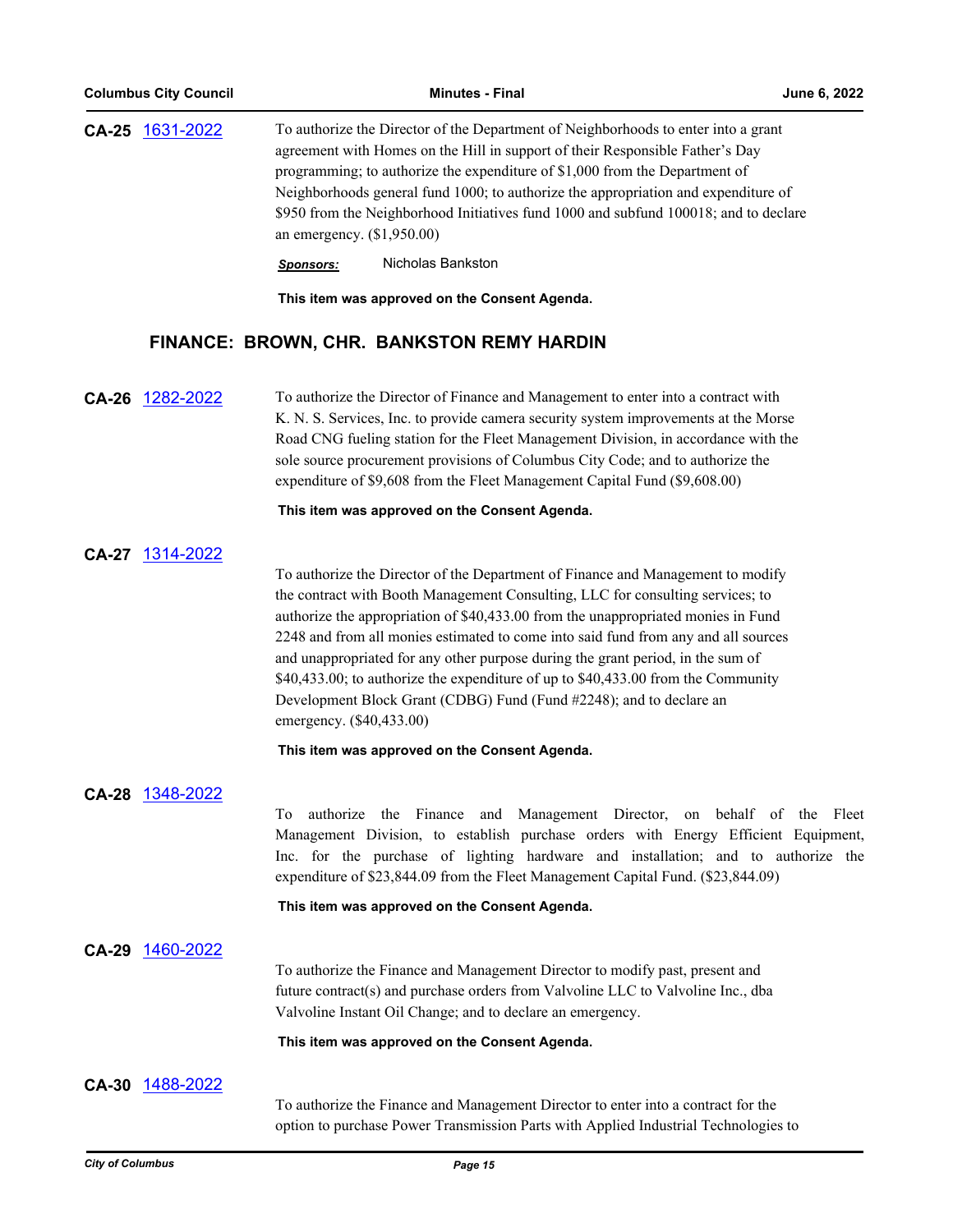**CA-25** 1631-2022

To authorize the Director of the Department of Neighborhoods to enter into a grant agreement with Homes on the Hill in support of their Responsible Father's Day programming; to authorize the expenditure of $1,000 from the Department of Neighborhoods general fund 1000; to authorize the appropriation and expenditure of $950 from the Neighborhood Initiatives fund 1000 and subfund 100018; and to declare an emergency. ($1,950.00)

***Sponsors:*** Nicholas Bankston

**This item was approved on the Consent Agenda.**

## FINANCE: BROWN, CHR. BANKSTON REMY HARDIN

**CA-26** 1282-2022

To authorize the Director of Finance and Management to enter into a contract with K. N. S. Services, Inc. to provide camera security system improvements at the Morse Road CNG fueling station for the Fleet Management Division, in accordance with the sole source procurement provisions of Columbus City Code; and to authorize the expenditure of $9,608 from the Fleet Management Capital Fund ($9,608.00)

**This item was approved on the Consent Agenda.**

**CA-27** 1314-2022

To authorize the Director of the Department of Finance and Management to modify the contract with Booth Management Consulting, LLC for consulting services; to authorize the appropriation of $40,433.00 from the unappropriated monies in Fund 2248 and from all monies estimated to come into said fund from any and all sources and unappropriated for any other purpose during the grant period, in the sum of $40,433.00; to authorize the expenditure of up to $40,433.00 from the Community Development Block Grant (CDBG) Fund (Fund #2248); and to declare an emergency. ($40,433.00)

**This item was approved on the Consent Agenda.**

**CA-28** 1348-2022

To authorize the Finance and Management Director, on behalf of the Fleet Management Division, to establish purchase orders with Energy Efficient Equipment, Inc. for the purchase of lighting hardware and installation; and to authorize the expenditure of $23,844.09 from the Fleet Management Capital Fund. ($23,844.09)

**This item was approved on the Consent Agenda.**

**CA-29** 1460-2022

To authorize the Finance and Management Director to modify past, present and future contract(s) and purchase orders from Valvoline LLC to Valvoline Inc., dba Valvoline Instant Oil Change; and to declare an emergency.

**This item was approved on the Consent Agenda.**

**CA-30** 1488-2022

To authorize the Finance and Management Director to enter into a contract for the option to purchase Power Transmission Parts with Applied Industrial Technologies to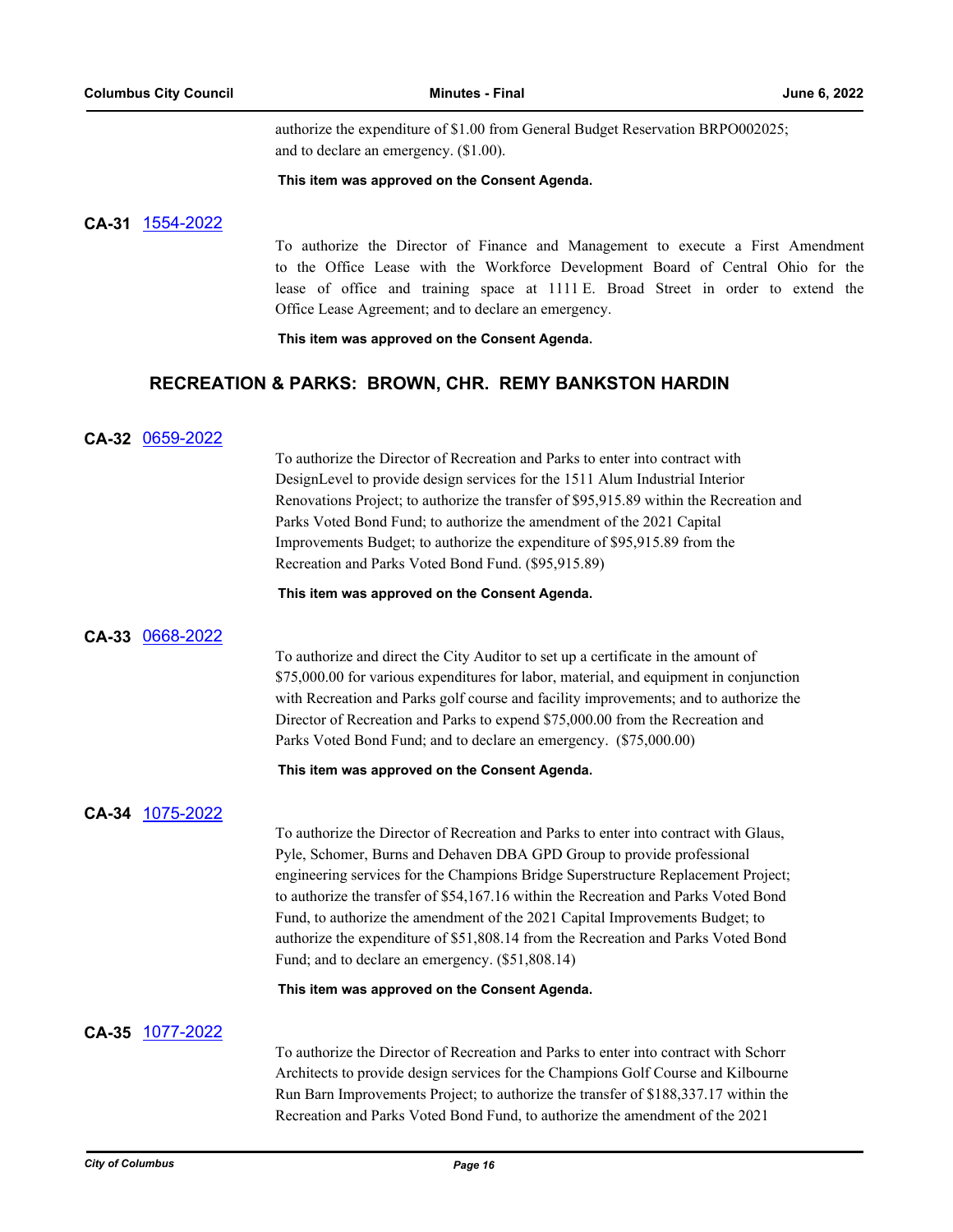authorize the expenditure of $1.00 from General Budget Reservation BRPO002025; and to declare an emergency. ($1.00).

**This item was approved on the Consent Agenda.**

**CA-31** 1554-2022

To authorize the Director of Finance and Management to execute a First Amendment to the Office Lease with the Workforce Development Board of Central Ohio for the lease of office and training space at 1111 E. Broad Street in order to extend the Office Lease Agreement; and to declare an emergency.

**This item was approved on the Consent Agenda.**

## RECREATION & PARKS: BROWN, CHR. REMY BANKSTON HARDIN

**CA-32** 0659-2022

To authorize the Director of Recreation and Parks to enter into contract with DesignLevel to provide design services for the 1511 Alum Industrial Interior Renovations Project; to authorize the transfer of $95,915.89 within the Recreation and Parks Voted Bond Fund; to authorize the amendment of the 2021 Capital Improvements Budget; to authorize the expenditure of $95,915.89 from the Recreation and Parks Voted Bond Fund. ($95,915.89)

**This item was approved on the Consent Agenda.**

**CA-33** 0668-2022

To authorize and direct the City Auditor to set up a certificate in the amount of $75,000.00 for various expenditures for labor, material, and equipment in conjunction with Recreation and Parks golf course and facility improvements; and to authorize the Director of Recreation and Parks to expend $75,000.00 from the Recreation and Parks Voted Bond Fund; and to declare an emergency. ($75,000.00)

**This item was approved on the Consent Agenda.**

**CA-34** 1075-2022

To authorize the Director of Recreation and Parks to enter into contract with Glaus, Pyle, Schomer, Burns and Dehaven DBA GPD Group to provide professional engineering services for the Champions Bridge Superstructure Replacement Project; to authorize the transfer of $54,167.16 within the Recreation and Parks Voted Bond Fund, to authorize the amendment of the 2021 Capital Improvements Budget; to authorize the expenditure of $51,808.14 from the Recreation and Parks Voted Bond Fund; and to declare an emergency. ($51,808.14)

**This item was approved on the Consent Agenda.**

**CA-35** 1077-2022

To authorize the Director of Recreation and Parks to enter into contract with Schorr Architects to provide design services for the Champions Golf Course and Kilbourne Run Barn Improvements Project; to authorize the transfer of $188,337.17 within the Recreation and Parks Voted Bond Fund, to authorize the amendment of the 2021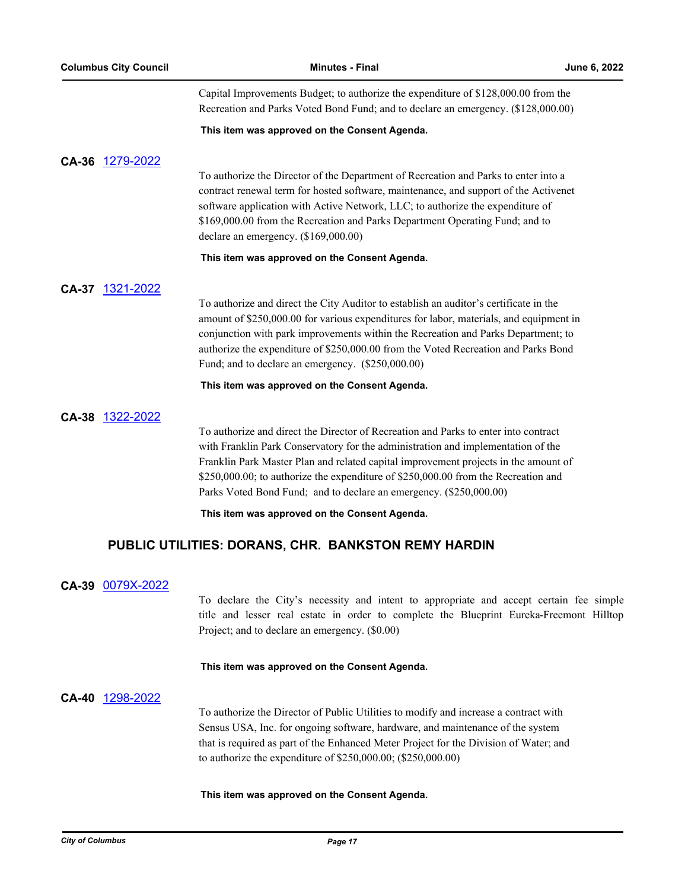Capital Improvements Budget; to authorize the expenditure of $128,000.00 from the Recreation and Parks Voted Bond Fund; and to declare an emergency. ($128,000.00)

**This item was approved on the Consent Agenda.**

**CA-36** 1279-2022

To authorize the Director of the Department of Recreation and Parks to enter into a contract renewal term for hosted software, maintenance, and support of the Activenet software application with Active Network, LLC; to authorize the expenditure of $169,000.00 from the Recreation and Parks Department Operating Fund; and to declare an emergency. ($169,000.00)

**This item was approved on the Consent Agenda.**

**CA-37** 1321-2022

To authorize and direct the City Auditor to establish an auditor's certificate in the amount of $250,000.00 for various expenditures for labor, materials, and equipment in conjunction with park improvements within the Recreation and Parks Department; to authorize the expenditure of $250,000.00 from the Voted Recreation and Parks Bond Fund; and to declare an emergency. ($250,000.00)

**This item was approved on the Consent Agenda.**

**CA-38** 1322-2022

To authorize and direct the Director of Recreation and Parks to enter into contract with Franklin Park Conservatory for the administration and implementation of the Franklin Park Master Plan and related capital improvement projects in the amount of $250,000.00; to authorize the expenditure of $250,000.00 from the Recreation and Parks Voted Bond Fund; and to declare an emergency. ($250,000.00)

**This item was approved on the Consent Agenda.**

## PUBLIC UTILITIES: DORANS, CHR. BANKSTON REMY HARDIN

**CA-39** 0079X-2022

To declare the City's necessity and intent to appropriate and accept certain fee simple title and lesser real estate in order to complete the Blueprint Eureka-Freemont Hilltop Project; and to declare an emergency. ($0.00)

**This item was approved on the Consent Agenda.**

**CA-40** 1298-2022

To authorize the Director of Public Utilities to modify and increase a contract with Sensus USA, Inc. for ongoing software, hardware, and maintenance of the system that is required as part of the Enhanced Meter Project for the Division of Water; and to authorize the expenditure of $250,000.00; ($250,000.00)

**This item was approved on the Consent Agenda.**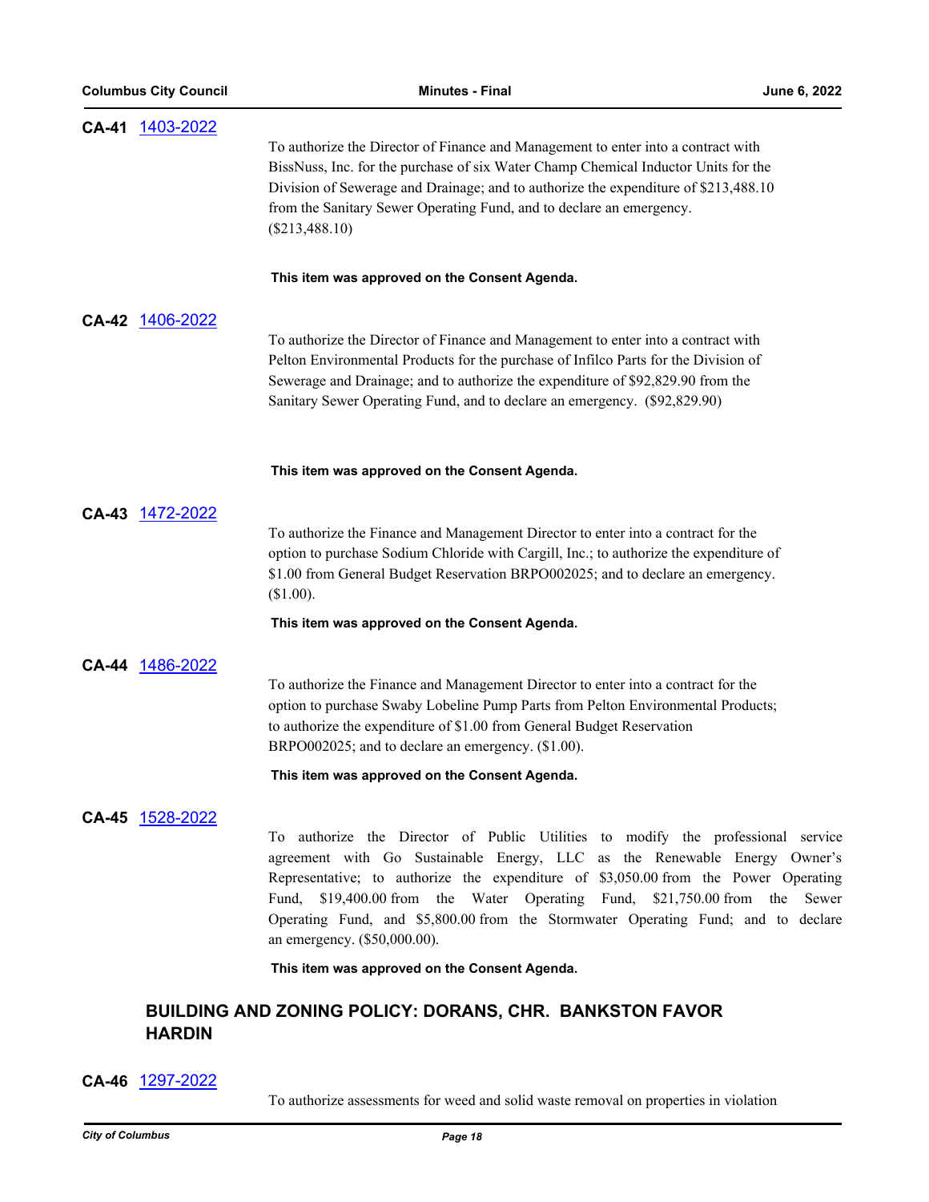**CA-41** 1403-2022

To authorize the Director of Finance and Management to enter into a contract with BissNuss, Inc. for the purchase of six Water Champ Chemical Inductor Units for the Division of Sewerage and Drainage; and to authorize the expenditure of $213,488.10 from the Sanitary Sewer Operating Fund, and to declare an emergency. ($213,488.10)

**This item was approved on the Consent Agenda.**

**CA-42** 1406-2022

To authorize the Director of Finance and Management to enter into a contract with Pelton Environmental Products for the purchase of Infilco Parts for the Division of Sewerage and Drainage; and to authorize the expenditure of $92,829.90 from the Sanitary Sewer Operating Fund, and to declare an emergency. ($92,829.90)

**This item was approved on the Consent Agenda.**

**CA-43** 1472-2022

To authorize the Finance and Management Director to enter into a contract for the option to purchase Sodium Chloride with Cargill, Inc.; to authorize the expenditure of $1.00 from General Budget Reservation BRPO002025; and to declare an emergency. ($1.00).

**This item was approved on the Consent Agenda.**

**CA-44** 1486-2022

To authorize the Finance and Management Director to enter into a contract for the option to purchase Swaby Lobeline Pump Parts from Pelton Environmental Products; to authorize the expenditure of $1.00 from General Budget Reservation BRPO002025; and to declare an emergency. ($1.00).

**This item was approved on the Consent Agenda.**

**CA-45** 1528-2022

To authorize the Director of Public Utilities to modify the professional service agreement with Go Sustainable Energy, LLC as the Renewable Energy Owner's Representative; to authorize the expenditure of $3,050.00 from the Power Operating Fund, $19,400.00 from the Water Operating Fund, $21,750.00 from the Sewer Operating Fund, and $5,800.00 from the Stormwater Operating Fund; and to declare an emergency. ($50,000.00).

**This item was approved on the Consent Agenda.**

## BUILDING AND ZONING POLICY: DORANS, CHR. BANKSTON FAVOR HARDIN

**CA-46** 1297-2022

To authorize assessments for weed and solid waste removal on properties in violation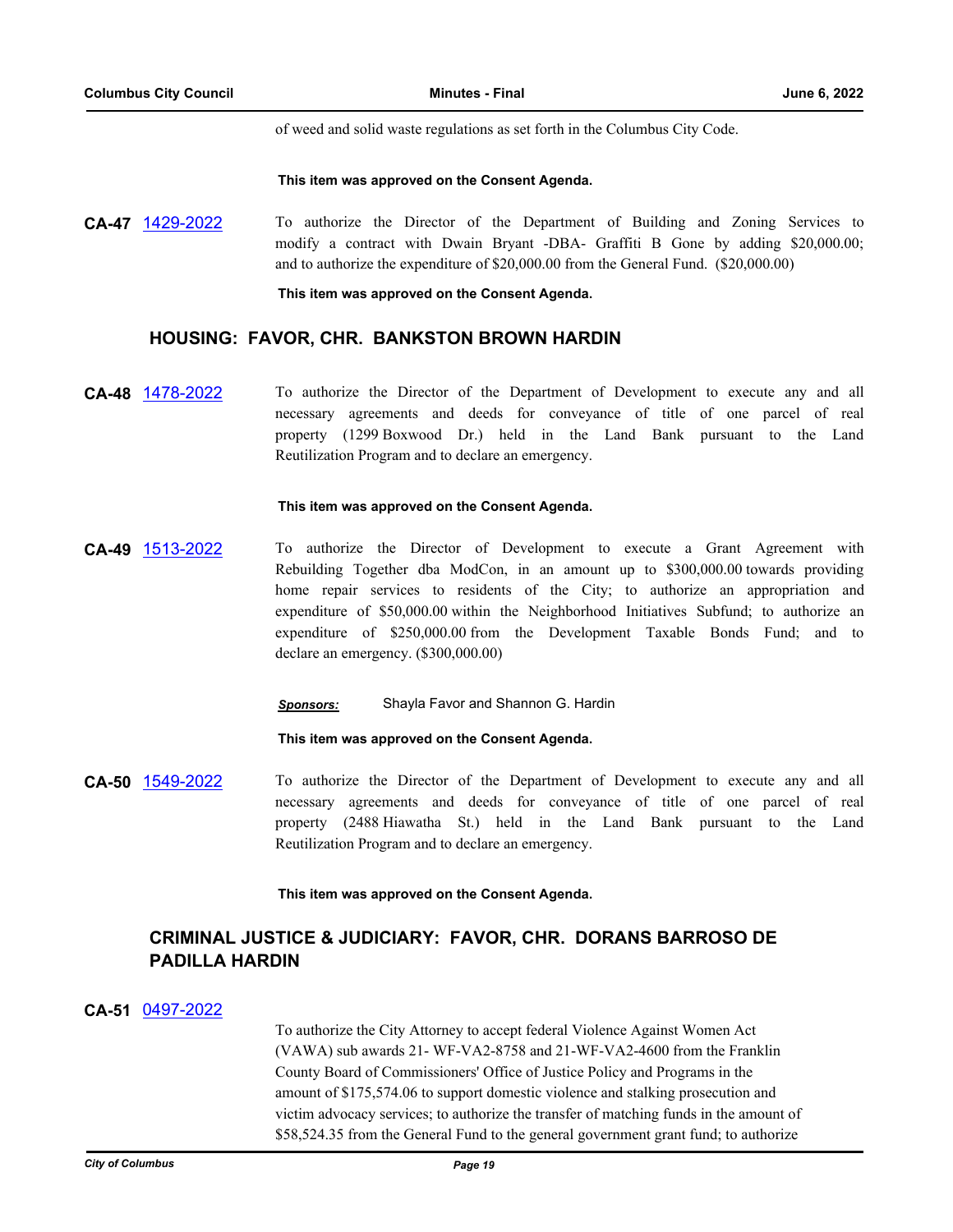of weed and solid waste regulations as set forth in the Columbus City Code.

**This item was approved on the Consent Agenda.**

**CA-47** 1429-2022 To authorize the Director of the Department of Building and Zoning Services to modify a contract with Dwain Bryant -DBA- Graffiti B Gone by adding $20,000.00; and to authorize the expenditure of $20,000.00 from the General Fund. ($20,000.00)

**This item was approved on the Consent Agenda.**

## HOUSING: FAVOR, CHR. BANKSTON BROWN HARDIN

**CA-48** 1478-2022 To authorize the Director of the Department of Development to execute any and all necessary agreements and deeds for conveyance of title of one parcel of real property (1299 Boxwood Dr.) held in the Land Bank pursuant to the Land Reutilization Program and to declare an emergency.

**This item was approved on the Consent Agenda.**

**CA-49** 1513-2022 To authorize the Director of Development to execute a Grant Agreement with Rebuilding Together dba ModCon, in an amount up to $300,000.00 towards providing home repair services to residents of the City; to authorize an appropriation and expenditure of $50,000.00 within the Neighborhood Initiatives Subfund; to authorize an expenditure of $250,000.00 from the Development Taxable Bonds Fund; and to declare an emergency. ($300,000.00)

***Sponsors:*** Shayla Favor and Shannon G. Hardin

**This item was approved on the Consent Agenda.**

**CA-50** 1549-2022 To authorize the Director of the Department of Development to execute any and all necessary agreements and deeds for conveyance of title of one parcel of real property (2488 Hiawatha St.) held in the Land Bank pursuant to the Land Reutilization Program and to declare an emergency.

**This item was approved on the Consent Agenda.**

## CRIMINAL JUSTICE & JUDICIARY: FAVOR, CHR. DORANS BARROSO DE PADILLA HARDIN

**CA-51** 0497-2022

To authorize the City Attorney to accept federal Violence Against Women Act (VAWA) sub awards 21- WF-VA2-8758 and 21-WF-VA2-4600 from the Franklin County Board of Commissioners' Office of Justice Policy and Programs in the amount of $175,574.06 to support domestic violence and stalking prosecution and victim advocacy services; to authorize the transfer of matching funds in the amount of $58,524.35 from the General Fund to the general government grant fund; to authorize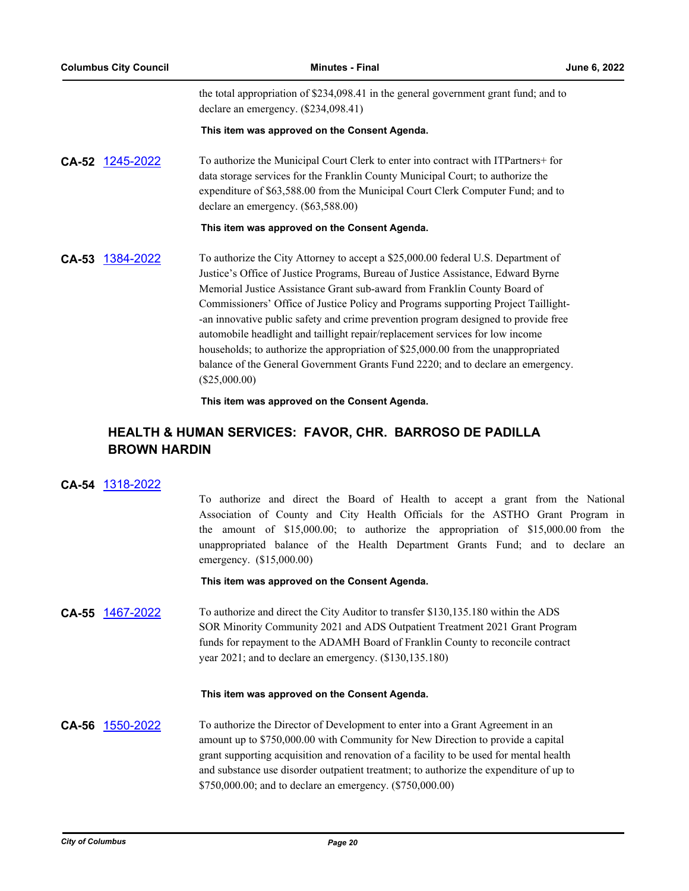the total appropriation of $234,098.41 in the general government grant fund; and to declare an emergency. ($234,098.41)

**This item was approved on the Consent Agenda.**

**CA-52** 1245-2022

To authorize the Municipal Court Clerk to enter into contract with ITPartners+ for data storage services for the Franklin County Municipal Court; to authorize the expenditure of $63,588.00 from the Municipal Court Clerk Computer Fund; and to declare an emergency. ($63,588.00)

**This item was approved on the Consent Agenda.**

**CA-53** 1384-2022

To authorize the City Attorney to accept a $25,000.00 federal U.S. Department of Justice's Office of Justice Programs, Bureau of Justice Assistance, Edward Byrne Memorial Justice Assistance Grant sub-award from Franklin County Board of Commissioners' Office of Justice Policy and Programs supporting Project Taillight--an innovative public safety and crime prevention program designed to provide free automobile headlight and taillight repair/replacement services for low income households; to authorize the appropriation of $25,000.00 from the unappropriated balance of the General Government Grants Fund 2220; and to declare an emergency. ($25,000.00)

**This item was approved on the Consent Agenda.**

## HEALTH & HUMAN SERVICES: FAVOR, CHR. BARROSO DE PADILLA BROWN HARDIN

**CA-54** 1318-2022

To authorize and direct the Board of Health to accept a grant from the National Association of County and City Health Officials for the ASTHO Grant Program in the amount of $15,000.00; to authorize the appropriation of $15,000.00 from the unappropriated balance of the Health Department Grants Fund; and to declare an emergency. ($15,000.00)

**This item was approved on the Consent Agenda.**

**CA-55** 1467-2022

To authorize and direct the City Auditor to transfer $130,135.180 within the ADS SOR Minority Community 2021 and ADS Outpatient Treatment 2021 Grant Program funds for repayment to the ADAMH Board of Franklin County to reconcile contract year 2021; and to declare an emergency. ($130,135.180)

**This item was approved on the Consent Agenda.**

**CA-56** 1550-2022

To authorize the Director of Development to enter into a Grant Agreement in an amount up to $750,000.00 with Community for New Direction to provide a capital grant supporting acquisition and renovation of a facility to be used for mental health and substance use disorder outpatient treatment; to authorize the expenditure of up to $750,000.00; and to declare an emergency. ($750,000.00)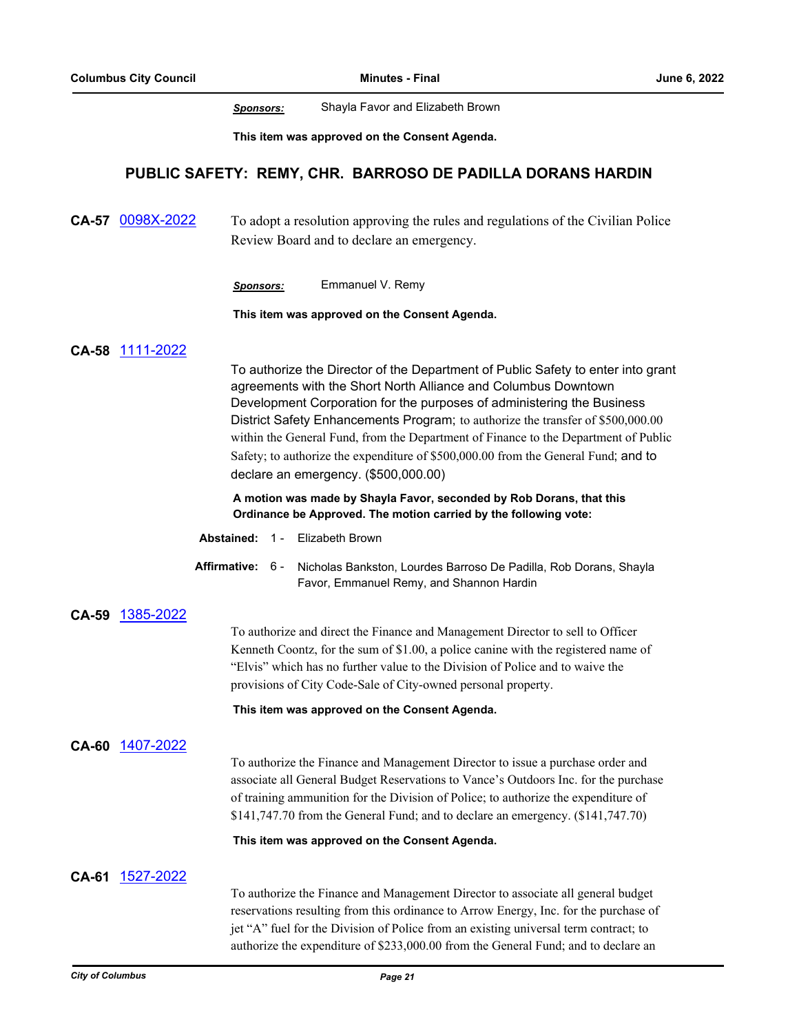***Sponsors:*** Shayla Favor and Elizabeth Brown

**This item was approved on the Consent Agenda.**

## PUBLIC SAFETY: REMY, CHR. BARROSO DE PADILLA DORANS HARDIN

**CA-57** [0098X-2022]

To adopt a resolution approving the rules and regulations of the Civilian Police Review Board and to declare an emergency.

***Sponsors:*** Emmanuel V. Remy

**This item was approved on the Consent Agenda.**

**CA-58** [1111-2022]

To authorize the Director of the Department of Public Safety to enter into grant agreements with the Short North Alliance and Columbus Downtown Development Corporation for the purposes of administering the Business District Safety Enhancements Program; to authorize the transfer of $500,000.00 within the General Fund, from the Department of Finance to the Department of Public Safety; to authorize the expenditure of $500,000.00 from the General Fund; and to declare an emergency. ($500,000.00)

**A motion was made by Shayla Favor, seconded by Rob Dorans, that this Ordinance be Approved. The motion carried by the following vote:**

**Abstained:** 1 - Elizabeth Brown

**Affirmative:** 6 - Nicholas Bankston, Lourdes Barroso De Padilla, Rob Dorans, Shayla Favor, Emmanuel Remy, and Shannon Hardin

**CA-59** [1385-2022]

To authorize and direct the Finance and Management Director to sell to Officer Kenneth Coontz, for the sum of $1.00, a police canine with the registered name of "Elvis" which has no further value to the Division of Police and to waive the provisions of City Code-Sale of City-owned personal property.

**This item was approved on the Consent Agenda.**

**CA-60** [1407-2022]

To authorize the Finance and Management Director to issue a purchase order and associate all General Budget Reservations to Vance's Outdoors Inc. for the purchase of training ammunition for the Division of Police; to authorize the expenditure of $141,747.70 from the General Fund; and to declare an emergency. ($141,747.70)

**This item was approved on the Consent Agenda.**

**CA-61** [1527-2022]

To authorize the Finance and Management Director to associate all general budget reservations resulting from this ordinance to Arrow Energy, Inc. for the purchase of jet "A" fuel for the Division of Police from an existing universal term contract; to authorize the expenditure of $233,000.00 from the General Fund; and to declare an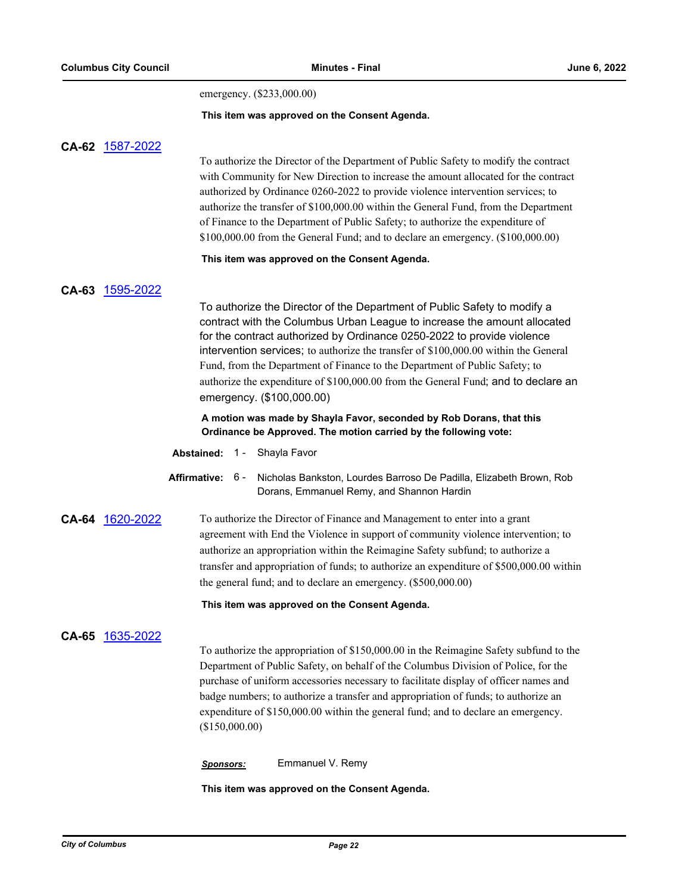emergency. ($233,000.00)

**This item was approved on the Consent Agenda.**

**CA-62** [1587-2022](#)

To authorize the Director of the Department of Public Safety to modify the contract with Community for New Direction to increase the amount allocated for the contract authorized by Ordinance 0260-2022 to provide violence intervention services; to authorize the transfer of $100,000.00 within the General Fund, from the Department of Finance to the Department of Public Safety; to authorize the expenditure of $100,000.00 from the General Fund; and to declare an emergency. ($100,000.00)

**This item was approved on the Consent Agenda.**

**CA-63** [1595-2022](#)

To authorize the Director of the Department of Public Safety to modify a contract with the Columbus Urban League to increase the amount allocated for the contract authorized by Ordinance 0250-2022 to provide violence intervention services; to authorize the transfer of $100,000.00 within the General Fund, from the Department of Finance to the Department of Public Safety; to authorize the expenditure of $100,000.00 from the General Fund; and to declare an emergency. ($100,000.00)

**A motion was made by Shayla Favor, seconded by Rob Dorans, that this Ordinance be Approved. The motion carried by the following vote:**

**Abstained:** 1 - Shayla Favor

**Affirmative:** 6 - Nicholas Bankston, Lourdes Barroso De Padilla, Elizabeth Brown, Rob Dorans, Emmanuel Remy, and Shannon Hardin

**CA-64** [1620-2022](#)

To authorize the Director of Finance and Management to enter into a grant agreement with End the Violence in support of community violence intervention; to authorize an appropriation within the Reimagine Safety subfund; to authorize a transfer and appropriation of funds; to authorize an expenditure of $500,000.00 within the general fund; and to declare an emergency. ($500,000.00)

**This item was approved on the Consent Agenda.**

**CA-65** [1635-2022](#)

To authorize the appropriation of $150,000.00 in the Reimagine Safety subfund to the Department of Public Safety, on behalf of the Columbus Division of Police, for the purchase of uniform accessories necessary to facilitate display of officer names and badge numbers; to authorize a transfer and appropriation of funds; to authorize an expenditure of $150,000.00 within the general fund; and to declare an emergency. ($150,000.00)

***Sponsors:*** Emmanuel V. Remy

**This item was approved on the Consent Agenda.**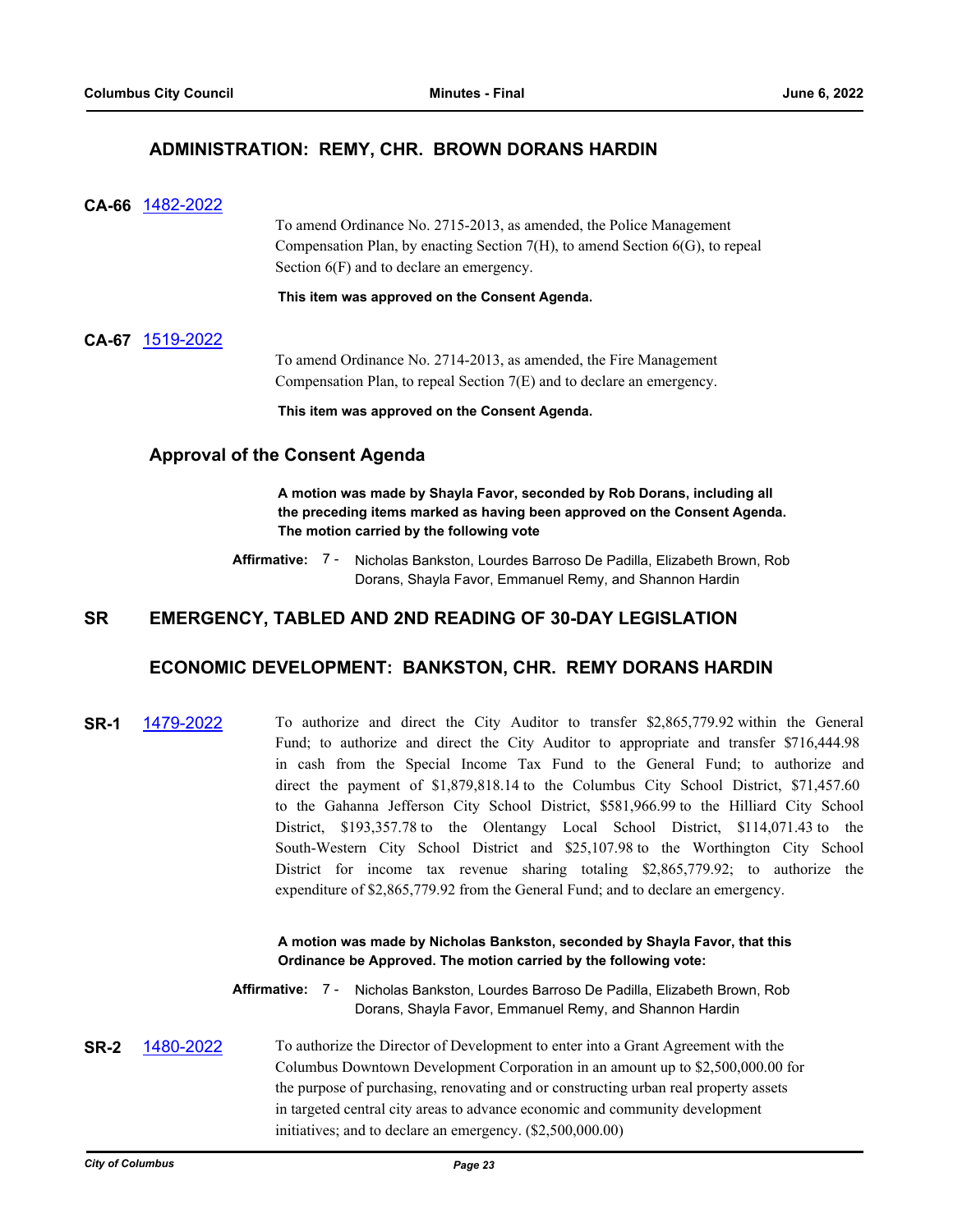## ADMINISTRATION: REMY, CHR. BROWN DORANS HARDIN

**CA-66** 1482-2022

To amend Ordinance No. 2715-2013, as amended, the Police Management Compensation Plan, by enacting Section 7(H), to amend Section 6(G), to repeal Section 6(F) and to declare an emergency.

**This item was approved on the Consent Agenda.**

**CA-67** 1519-2022

To amend Ordinance No. 2714-2013, as amended, the Fire Management Compensation Plan, to repeal Section 7(E) and to declare an emergency.

**This item was approved on the Consent Agenda.**

### Approval of the Consent Agenda

**A motion was made by Shayla Favor, seconded by Rob Dorans, including all the preceding items marked as having been approved on the Consent Agenda. The motion carried by the following vote**

**Affirmative:** 7 - Nicholas Bankston, Lourdes Barroso De Padilla, Elizabeth Brown, Rob Dorans, Shayla Favor, Emmanuel Remy, and Shannon Hardin

## SR EMERGENCY, TABLED AND 2ND READING OF 30-DAY LEGISLATION

## ECONOMIC DEVELOPMENT: BANKSTON, CHR. REMY DORANS HARDIN

**SR-1** 1479-2022

To authorize and direct the City Auditor to transfer $2,865,779.92 within the General Fund; to authorize and direct the City Auditor to appropriate and transfer $716,444.98 in cash from the Special Income Tax Fund to the General Fund; to authorize and direct the payment of $1,879,818.14 to the Columbus City School District, $71,457.60 to the Gahanna Jefferson City School District, $581,966.99 to the Hilliard City School District, $193,357.78 to the Olentangy Local School District, $114,071.43 to the South-Western City School District and $25,107.98 to the Worthington City School District for income tax revenue sharing totaling $2,865,779.92; to authorize the expenditure of $2,865,779.92 from the General Fund; and to declare an emergency.

**A motion was made by Nicholas Bankston, seconded by Shayla Favor, that this Ordinance be Approved. The motion carried by the following vote:**

**Affirmative:** 7 - Nicholas Bankston, Lourdes Barroso De Padilla, Elizabeth Brown, Rob Dorans, Shayla Favor, Emmanuel Remy, and Shannon Hardin

**SR-2** 1480-2022

To authorize the Director of Development to enter into a Grant Agreement with the Columbus Downtown Development Corporation in an amount up to $2,500,000.00 for the purpose of purchasing, renovating and or constructing urban real property assets in targeted central city areas to advance economic and community development initiatives; and to declare an emergency. ($2,500,000.00)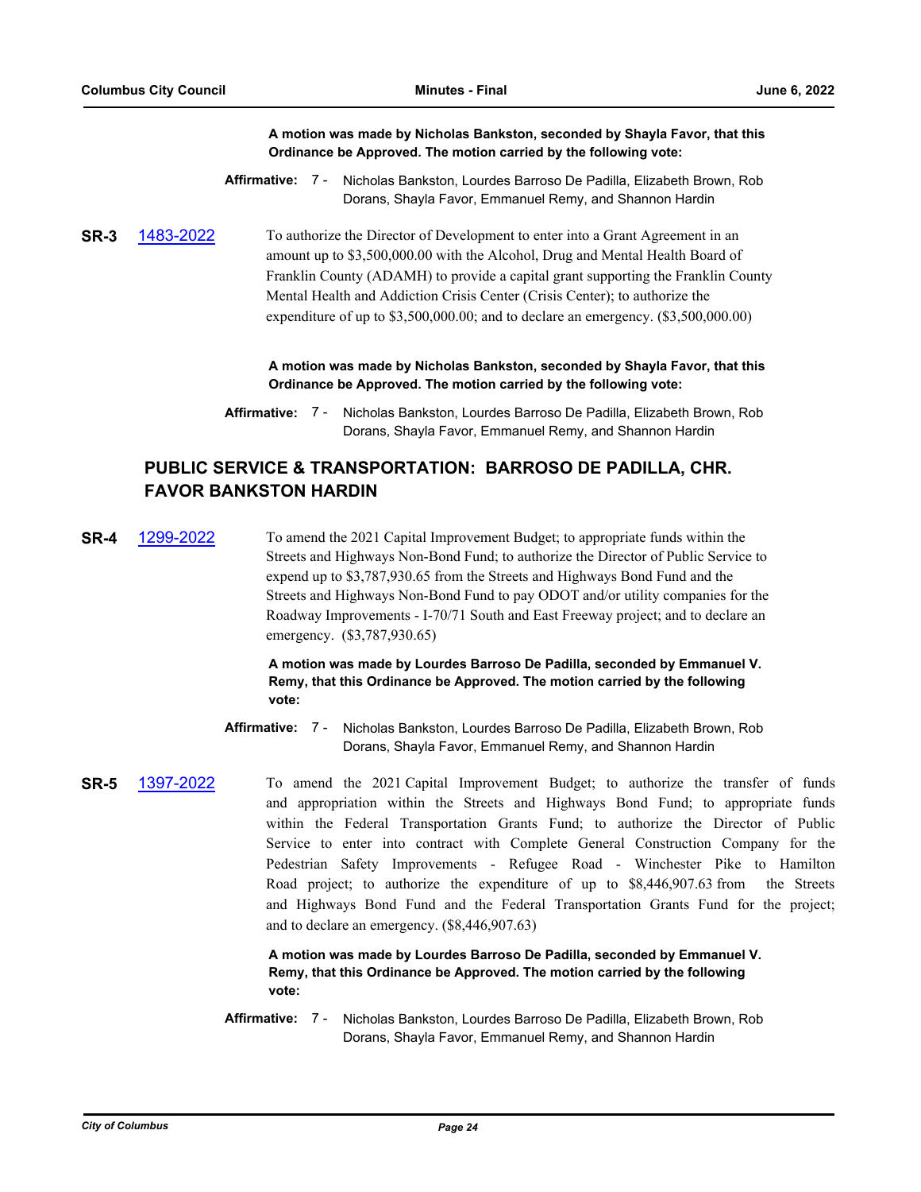**A motion was made by Nicholas Bankston, seconded by Shayla Favor, that this Ordinance be Approved. The motion carried by the following vote:**

**Affirmative:** 7 - Nicholas Bankston, Lourdes Barroso De Padilla, Elizabeth Brown, Rob Dorans, Shayla Favor, Emmanuel Remy, and Shannon Hardin

**SR-3** 1483-2022 To authorize the Director of Development to enter into a Grant Agreement in an amount up to $3,500,000.00 with the Alcohol, Drug and Mental Health Board of Franklin County (ADAMH) to provide a capital grant supporting the Franklin County Mental Health and Addiction Crisis Center (Crisis Center); to authorize the expenditure of up to $3,500,000.00; and to declare an emergency. ($3,500,000.00)

**A motion was made by Nicholas Bankston, seconded by Shayla Favor, that this Ordinance be Approved. The motion carried by the following vote:**

**Affirmative:** 7 - Nicholas Bankston, Lourdes Barroso De Padilla, Elizabeth Brown, Rob Dorans, Shayla Favor, Emmanuel Remy, and Shannon Hardin

## PUBLIC SERVICE & TRANSPORTATION: BARROSO DE PADILLA, CHR. FAVOR BANKSTON HARDIN

**SR-4** 1299-2022 To amend the 2021 Capital Improvement Budget; to appropriate funds within the Streets and Highways Non-Bond Fund; to authorize the Director of Public Service to expend up to $3,787,930.65 from the Streets and Highways Bond Fund and the Streets and Highways Non-Bond Fund to pay ODOT and/or utility companies for the Roadway Improvements - I-70/71 South and East Freeway project; and to declare an emergency. ($3,787,930.65)

**A motion was made by Lourdes Barroso De Padilla, seconded by Emmanuel V. Remy, that this Ordinance be Approved. The motion carried by the following vote:**

**Affirmative:** 7 - Nicholas Bankston, Lourdes Barroso De Padilla, Elizabeth Brown, Rob Dorans, Shayla Favor, Emmanuel Remy, and Shannon Hardin

**SR-5** 1397-2022 To amend the 2021 Capital Improvement Budget; to authorize the transfer of funds and appropriation within the Streets and Highways Bond Fund; to appropriate funds within the Federal Transportation Grants Fund; to authorize the Director of Public Service to enter into contract with Complete General Construction Company for the Pedestrian Safety Improvements - Refugee Road - Winchester Pike to Hamilton Road project; to authorize the expenditure of up to $8,446,907.63 from the Streets and Highways Bond Fund and the Federal Transportation Grants Fund for the project; and to declare an emergency. ($8,446,907.63)

**A motion was made by Lourdes Barroso De Padilla, seconded by Emmanuel V. Remy, that this Ordinance be Approved. The motion carried by the following vote:**

**Affirmative:** 7 - Nicholas Bankston, Lourdes Barroso De Padilla, Elizabeth Brown, Rob Dorans, Shayla Favor, Emmanuel Remy, and Shannon Hardin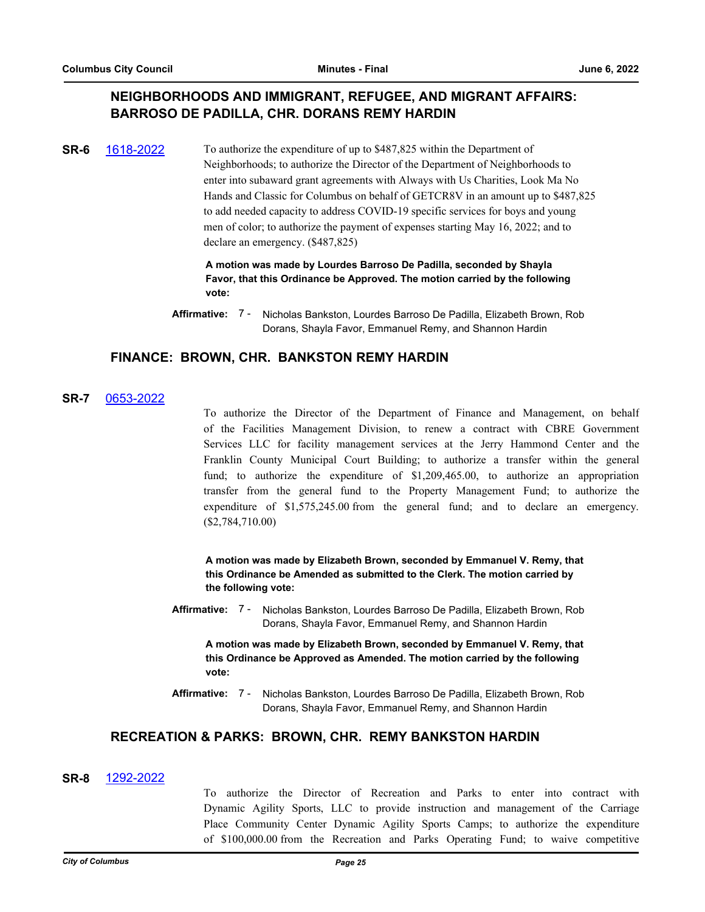## NEIGHBORHOODS AND IMMIGRANT, REFUGEE, AND MIGRANT AFFAIRS: BARROSO DE PADILLA, CHR. DORANS REMY HARDIN

**SR-6** 1618-2022

To authorize the expenditure of up to $487,825 within the Department of Neighborhoods; to authorize the Director of the Department of Neighborhoods to enter into subaward grant agreements with Always with Us Charities, Look Ma No Hands and Classic for Columbus on behalf of GETCR8V in an amount up to $487,825 to add needed capacity to address COVID-19 specific services for boys and young men of color; to authorize the payment of expenses starting May 16, 2022; and to declare an emergency. ($487,825)

**A motion was made by Lourdes Barroso De Padilla, seconded by Shayla Favor, that this Ordinance be Approved. The motion carried by the following vote:**

**Affirmative:** 7 - Nicholas Bankston, Lourdes Barroso De Padilla, Elizabeth Brown, Rob Dorans, Shayla Favor, Emmanuel Remy, and Shannon Hardin

## FINANCE: BROWN, CHR. BANKSTON REMY HARDIN

**SR-7** 0653-2022

To authorize the Director of the Department of Finance and Management, on behalf of the Facilities Management Division, to renew a contract with CBRE Government Services LLC for facility management services at the Jerry Hammond Center and the Franklin County Municipal Court Building; to authorize a transfer within the general fund; to authorize the expenditure of $1,209,465.00, to authorize an appropriation transfer from the general fund to the Property Management Fund; to authorize the expenditure of $1,575,245.00 from the general fund; and to declare an emergency. ($2,784,710.00)

**A motion was made by Elizabeth Brown, seconded by Emmanuel V. Remy, that this Ordinance be Amended as submitted to the Clerk. The motion carried by the following vote:**

**Affirmative:** 7 - Nicholas Bankston, Lourdes Barroso De Padilla, Elizabeth Brown, Rob Dorans, Shayla Favor, Emmanuel Remy, and Shannon Hardin

**A motion was made by Elizabeth Brown, seconded by Emmanuel V. Remy, that this Ordinance be Approved as Amended. The motion carried by the following vote:**

**Affirmative:** 7 - Nicholas Bankston, Lourdes Barroso De Padilla, Elizabeth Brown, Rob Dorans, Shayla Favor, Emmanuel Remy, and Shannon Hardin

## RECREATION & PARKS: BROWN, CHR. REMY BANKSTON HARDIN

**SR-8** 1292-2022

To authorize the Director of Recreation and Parks to enter into contract with Dynamic Agility Sports, LLC to provide instruction and management of the Carriage Place Community Center Dynamic Agility Sports Camps; to authorize the expenditure of $100,000.00 from the Recreation and Parks Operating Fund; to waive competitive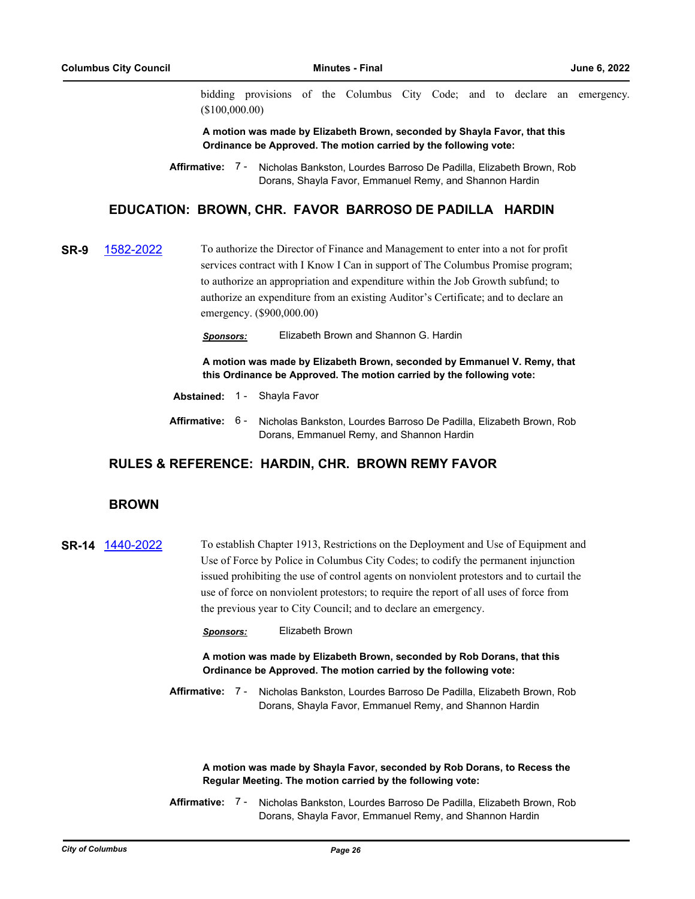bidding provisions of the Columbus City Code; and to declare an emergency. ($100,000.00)

**A motion was made by Elizabeth Brown, seconded by Shayla Favor, that this Ordinance be Approved. The motion carried by the following vote:**

**Affirmative:** 7 - Nicholas Bankston, Lourdes Barroso De Padilla, Elizabeth Brown, Rob Dorans, Shayla Favor, Emmanuel Remy, and Shannon Hardin

## EDUCATION: BROWN, CHR. FAVOR BARROSO DE PADILLA HARDIN

**SR-9** [1582-2022]

To authorize the Director of Finance and Management to enter into a not for profit services contract with I Know I Can in support of The Columbus Promise program; to authorize an appropriation and expenditure within the Job Growth subfund; to authorize an expenditure from an existing Auditor's Certificate; and to declare an emergency. ($900,000.00)

***Sponsors:*** Elizabeth Brown and Shannon G. Hardin

**A motion was made by Elizabeth Brown, seconded by Emmanuel V. Remy, that this Ordinance be Approved. The motion carried by the following vote:**

**Abstained:** 1 - Shayla Favor

**Affirmative:** 6 - Nicholas Bankston, Lourdes Barroso De Padilla, Elizabeth Brown, Rob Dorans, Emmanuel Remy, and Shannon Hardin

## RULES & REFERENCE: HARDIN, CHR. BROWN REMY FAVOR

## BROWN

**SR-14** [1440-2022]

To establish Chapter 1913, Restrictions on the Deployment and Use of Equipment and Use of Force by Police in Columbus City Codes; to codify the permanent injunction issued prohibiting the use of control agents on nonviolent protestors and to curtail the use of force on nonviolent protestors; to require the report of all uses of force from the previous year to City Council; and to declare an emergency.

***Sponsors:*** Elizabeth Brown

**A motion was made by Elizabeth Brown, seconded by Rob Dorans, that this Ordinance be Approved. The motion carried by the following vote:**

**Affirmative:** 7 - Nicholas Bankston, Lourdes Barroso De Padilla, Elizabeth Brown, Rob Dorans, Shayla Favor, Emmanuel Remy, and Shannon Hardin

**A motion was made by Shayla Favor, seconded by Rob Dorans, to Recess the Regular Meeting. The motion carried by the following vote:**

**Affirmative:** 7 - Nicholas Bankston, Lourdes Barroso De Padilla, Elizabeth Brown, Rob Dorans, Shayla Favor, Emmanuel Remy, and Shannon Hardin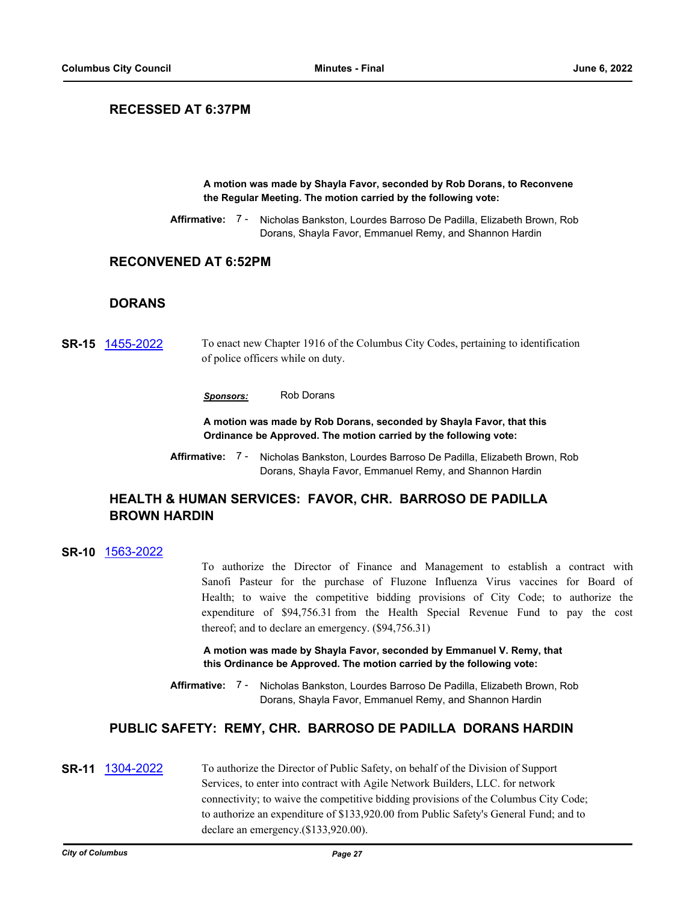## RECESSED AT 6:37PM

**A motion was made by Shayla Favor, seconded by Rob Dorans, to Reconvene the Regular Meeting. The motion carried by the following vote:**

**Affirmative:** 7 - Nicholas Bankston, Lourdes Barroso De Padilla, Elizabeth Brown, Rob Dorans, Shayla Favor, Emmanuel Remy, and Shannon Hardin

## RECONVENED AT 6:52PM

## DORANS

**SR-15** 1455-2022 To enact new Chapter 1916 of the Columbus City Codes, pertaining to identification of police officers while on duty.

***Sponsors:*** Rob Dorans

**A motion was made by Rob Dorans, seconded by Shayla Favor, that this Ordinance be Approved. The motion carried by the following vote:**

**Affirmative:** 7 - Nicholas Bankston, Lourdes Barroso De Padilla, Elizabeth Brown, Rob Dorans, Shayla Favor, Emmanuel Remy, and Shannon Hardin

## HEALTH & HUMAN SERVICES: FAVOR, CHR. BARROSO DE PADILLA BROWN HARDIN

**SR-10** 1563-2022

To authorize the Director of Finance and Management to establish a contract with Sanofi Pasteur for the purchase of Fluzone Influenza Virus vaccines for Board of Health; to waive the competitive bidding provisions of City Code; to authorize the expenditure of $94,756.31 from the Health Special Revenue Fund to pay the cost thereof; and to declare an emergency. ($94,756.31)

**A motion was made by Shayla Favor, seconded by Emmanuel V. Remy, that this Ordinance be Approved. The motion carried by the following vote:**

**Affirmative:** 7 - Nicholas Bankston, Lourdes Barroso De Padilla, Elizabeth Brown, Rob Dorans, Shayla Favor, Emmanuel Remy, and Shannon Hardin

## PUBLIC SAFETY: REMY, CHR. BARROSO DE PADILLA DORANS HARDIN

**SR-11** 1304-2022 To authorize the Director of Public Safety, on behalf of the Division of Support Services, to enter into contract with Agile Network Builders, LLC. for network connectivity; to waive the competitive bidding provisions of the Columbus City Code; to authorize an expenditure of $133,920.00 from Public Safety's General Fund; and to declare an emergency.($133,920.00).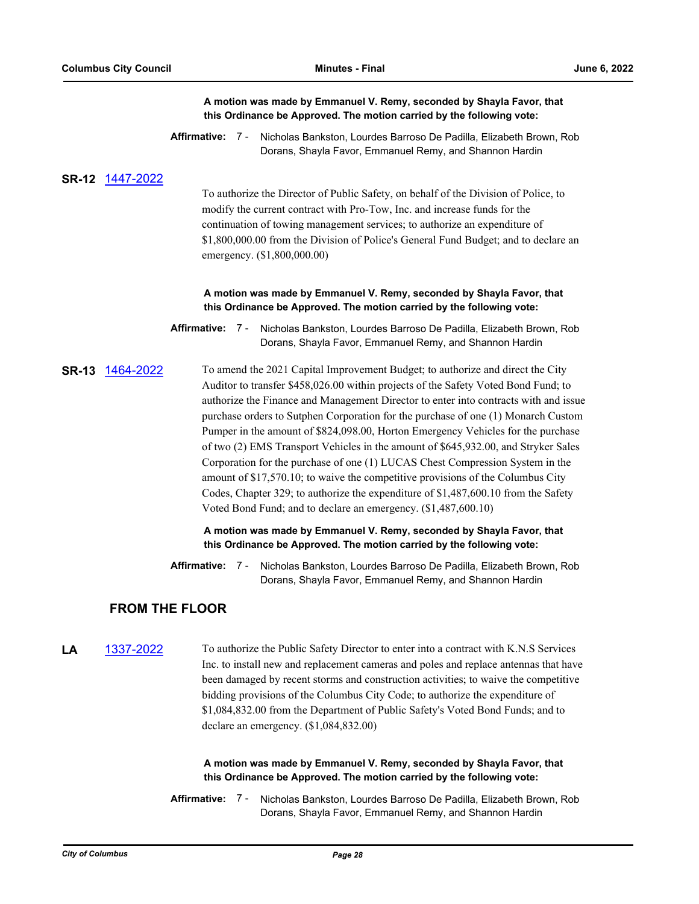**A motion was made by Emmanuel V. Remy, seconded by Shayla Favor, that this Ordinance be Approved. The motion carried by the following vote:**

**Affirmative:** 7 - Nicholas Bankston, Lourdes Barroso De Padilla, Elizabeth Brown, Rob Dorans, Shayla Favor, Emmanuel Remy, and Shannon Hardin

**SR-12** 1447-2022

To authorize the Director of Public Safety, on behalf of the Division of Police, to modify the current contract with Pro-Tow, Inc. and increase funds for the continuation of towing management services; to authorize an expenditure of $1,800,000.00 from the Division of Police's General Fund Budget; and to declare an emergency. ($1,800,000.00)

**A motion was made by Emmanuel V. Remy, seconded by Shayla Favor, that this Ordinance be Approved. The motion carried by the following vote:**

**Affirmative:** 7 - Nicholas Bankston, Lourdes Barroso De Padilla, Elizabeth Brown, Rob Dorans, Shayla Favor, Emmanuel Remy, and Shannon Hardin

**SR-13** 1464-2022

To amend the 2021 Capital Improvement Budget; to authorize and direct the City Auditor to transfer $458,026.00 within projects of the Safety Voted Bond Fund; to authorize the Finance and Management Director to enter into contracts with and issue purchase orders to Sutphen Corporation for the purchase of one (1) Monarch Custom Pumper in the amount of $824,098.00, Horton Emergency Vehicles for the purchase of two (2) EMS Transport Vehicles in the amount of $645,932.00, and Stryker Sales Corporation for the purchase of one (1) LUCAS Chest Compression System in the amount of $17,570.10; to waive the competitive provisions of the Columbus City Codes, Chapter 329; to authorize the expenditure of $1,487,600.10 from the Safety Voted Bond Fund; and to declare an emergency. ($1,487,600.10)

**A motion was made by Emmanuel V. Remy, seconded by Shayla Favor, that this Ordinance be Approved. The motion carried by the following vote:**

**Affirmative:** 7 - Nicholas Bankston, Lourdes Barroso De Padilla, Elizabeth Brown, Rob Dorans, Shayla Favor, Emmanuel Remy, and Shannon Hardin

## FROM THE FLOOR

**LA** 1337-2022

To authorize the Public Safety Director to enter into a contract with K.N.S Services Inc. to install new and replacement cameras and poles and replace antennas that have been damaged by recent storms and construction activities; to waive the competitive bidding provisions of the Columbus City Code; to authorize the expenditure of $1,084,832.00 from the Department of Public Safety's Voted Bond Funds; and to declare an emergency. ($1,084,832.00)

**A motion was made by Emmanuel V. Remy, seconded by Shayla Favor, that this Ordinance be Approved. The motion carried by the following vote:**

**Affirmative:** 7 - Nicholas Bankston, Lourdes Barroso De Padilla, Elizabeth Brown, Rob Dorans, Shayla Favor, Emmanuel Remy, and Shannon Hardin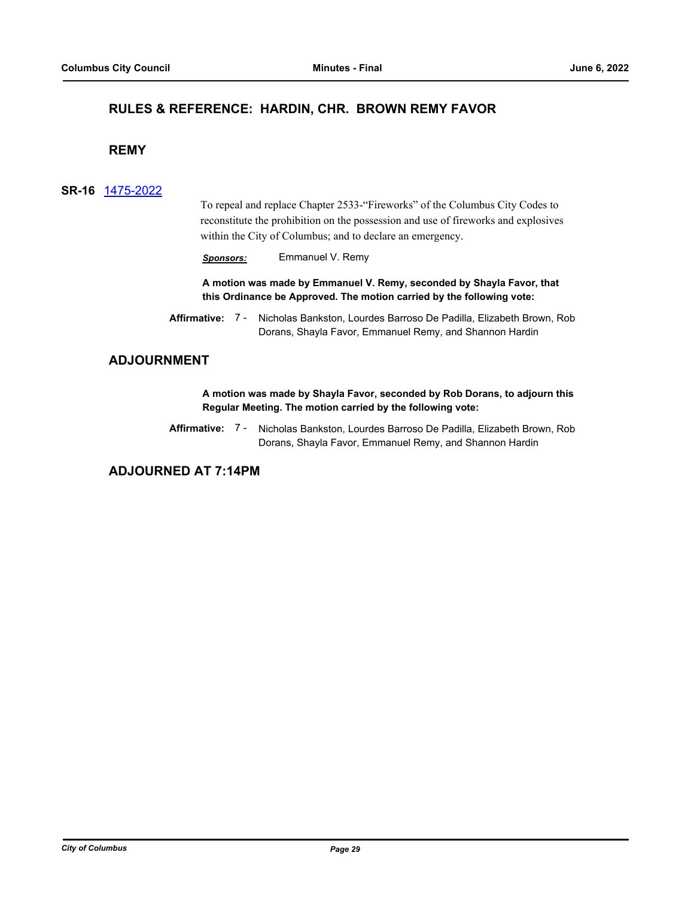## RULES & REFERENCE: HARDIN, CHR. BROWN REMY FAVOR

### REMY

**SR-16** 1475-2022

To repeal and replace Chapter 2533-“Fireworks” of the Columbus City Codes to reconstitute the prohibition on the possession and use of fireworks and explosives within the City of Columbus; and to declare an emergency.

***Sponsors:*** Emmanuel V. Remy

**A motion was made by Emmanuel V. Remy, seconded by Shayla Favor, that this Ordinance be Approved. The motion carried by the following vote:**

**Affirmative:** 7 - Nicholas Bankston, Lourdes Barroso De Padilla, Elizabeth Brown, Rob Dorans, Shayla Favor, Emmanuel Remy, and Shannon Hardin

## ADJOURNMENT

**A motion was made by Shayla Favor, seconded by Rob Dorans, to adjourn this Regular Meeting. The motion carried by the following vote:**

**Affirmative:** 7 - Nicholas Bankston, Lourdes Barroso De Padilla, Elizabeth Brown, Rob Dorans, Shayla Favor, Emmanuel Remy, and Shannon Hardin

## ADJOURNED AT 7:14PM